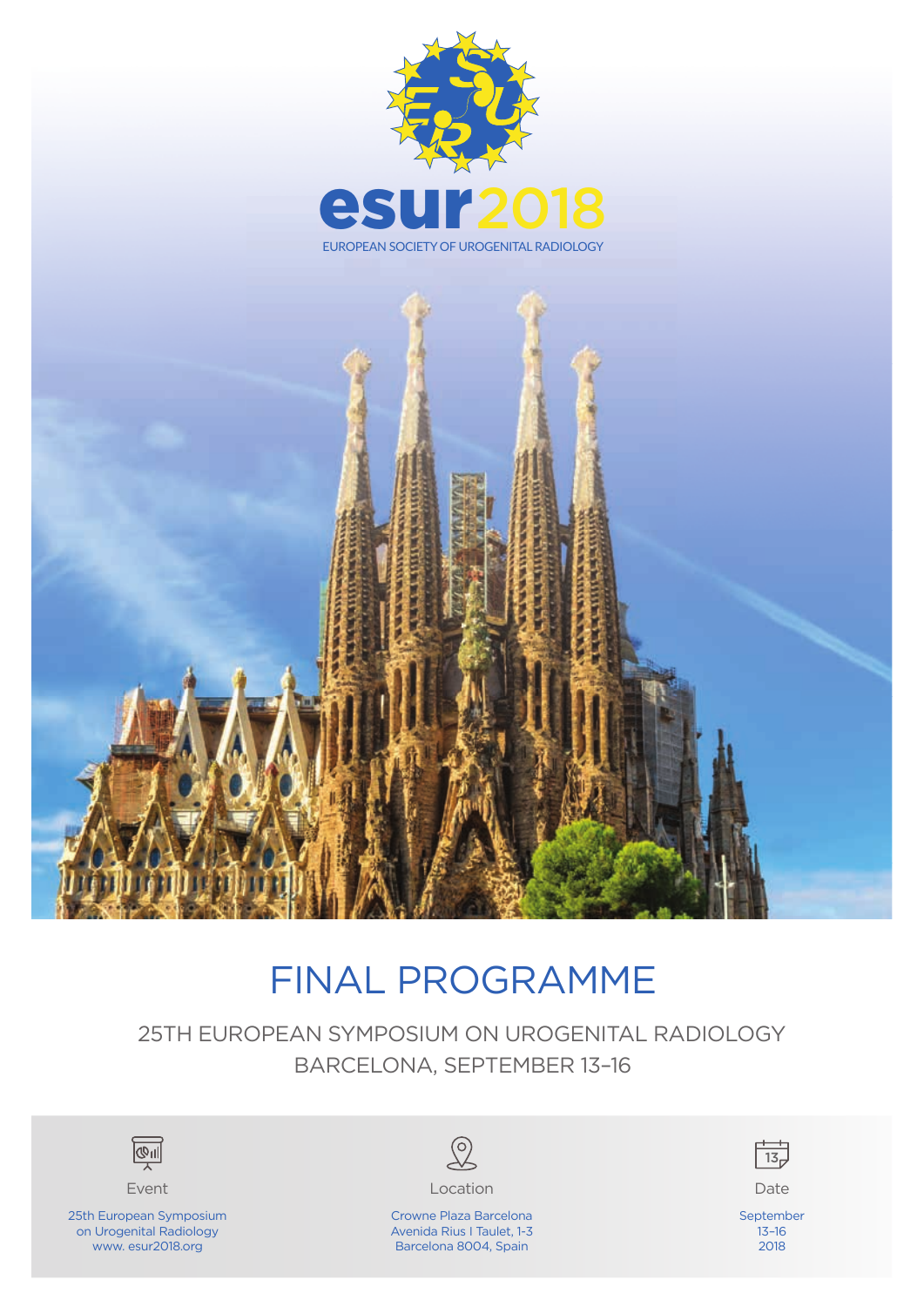esur2018

EUROPEAN SOCIETY OF UROGENITAL RADIOLOGY

# FINAL PROGRAMME

## 25TH EUROPEAN SYMPOSIUM ON UROGENITAL RADIOLOGY
## BARCELONA, SEPTEMBER 13–16

**Event**

25th European Symposium on Urogenital Radiology
www. esur2018.org

**Location**

Crowne Plaza Barcelona
Avenida Rius I Taulet, 1-3
Barcelona 8004, Spain

**Date**

September
13–16
2018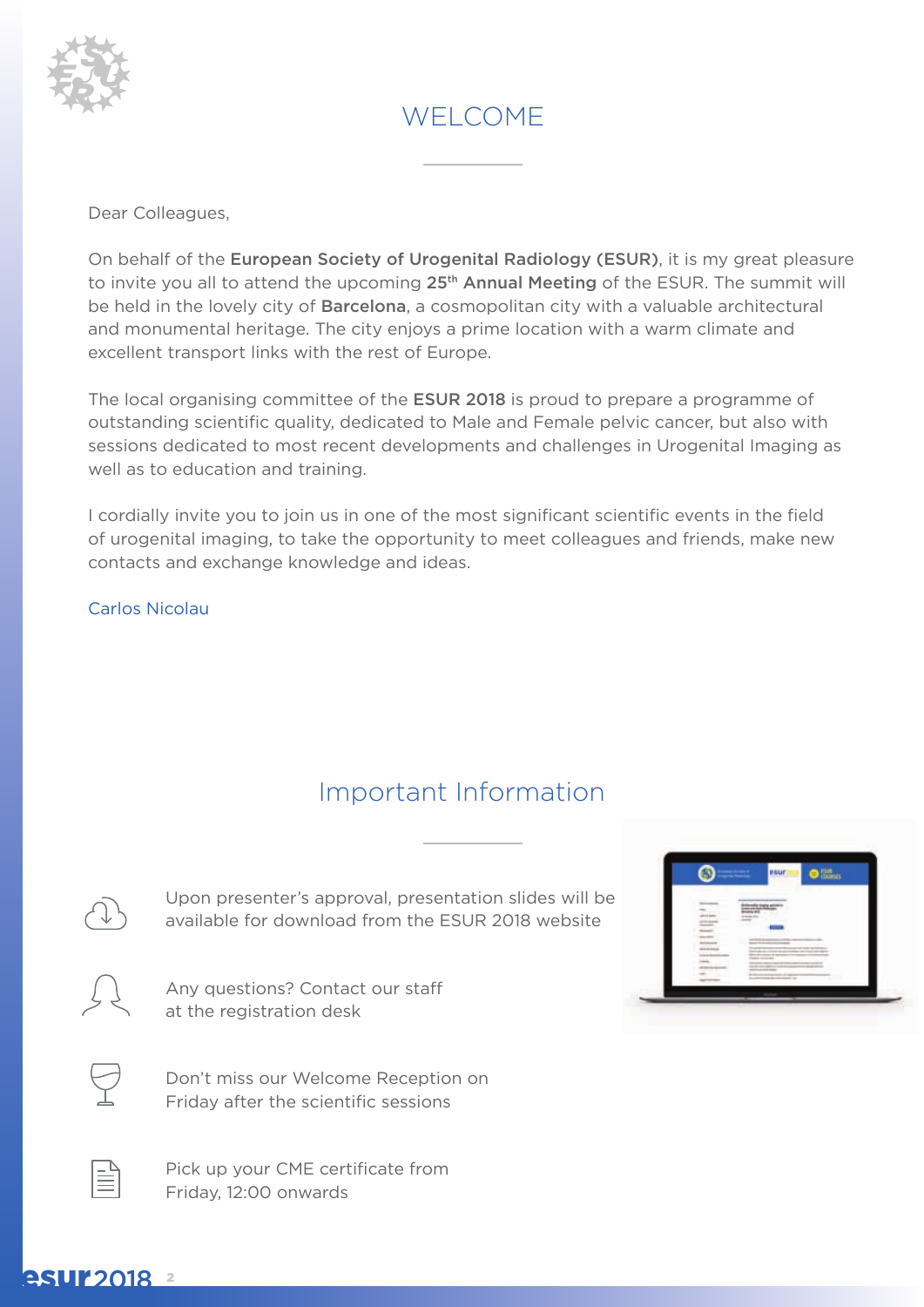# WELCOME

Dear Colleagues,

On behalf of the **European Society of Urogenital Radiology (ESUR)**, it is my great pleasure to invite you all to attend the upcoming **25th Annual Meeting** of the ESUR. The summit will be held in the lovely city of **Barcelona**, a cosmopolitan city with a valuable architectural and monumental heritage. The city enjoys a prime location with a warm climate and excellent transport links with the rest of Europe.

The local organising committee of the **ESUR 2018** is proud to prepare a programme of outstanding scientific quality, dedicated to Male and Female pelvic cancer, but also with sessions dedicated to most recent developments and challenges in Urogenital Imaging as well as to education and training.

I cordially invite you to join us in one of the most significant scientific events in the field of urogenital imaging, to take the opportunity to meet colleagues and friends, make new contacts and exchange knowledge and ideas.

Carlos Nicolau

# Important Information

Upon presenter's approval, presentation slides will be available for download from the ESUR 2018 website

Any questions? Contact our staff at the registration desk

Don't miss our Welcome Reception on Friday after the scientific sessions

Pick up your CME certificate from Friday, 12:00 onwards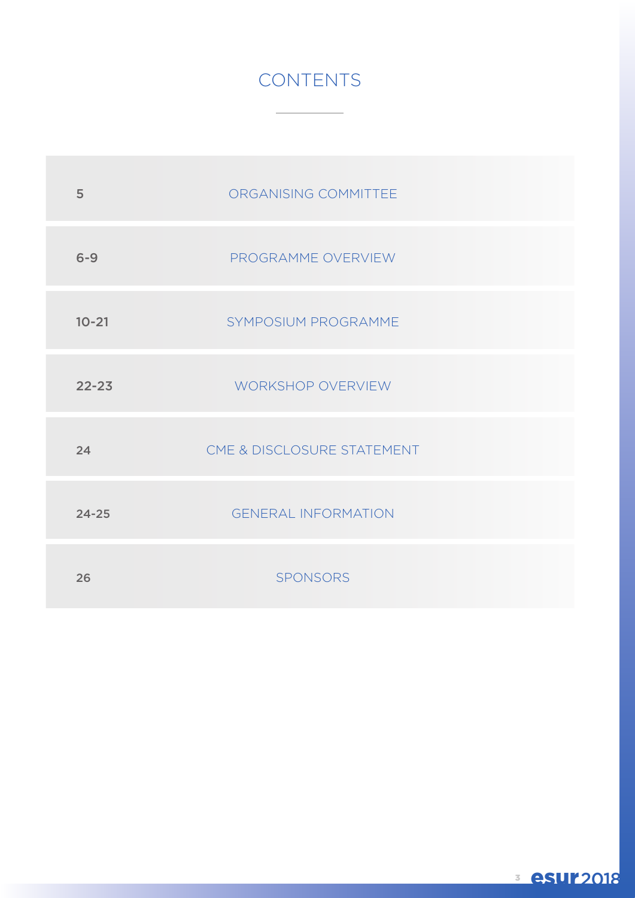# CONTENTS

| | |
|---|---|
| 5 | ORGANISING COMMITTEE |
| 6-9 | PROGRAMME OVERVIEW |
| 10-21 | SYMPOSIUM PROGRAMME |
| 22-23 | WORKSHOP OVERVIEW |
| 24 | CME & DISCLOSURE STATEMENT |
| 24-25 | GENERAL INFORMATION |
| 26 | SPONSORS |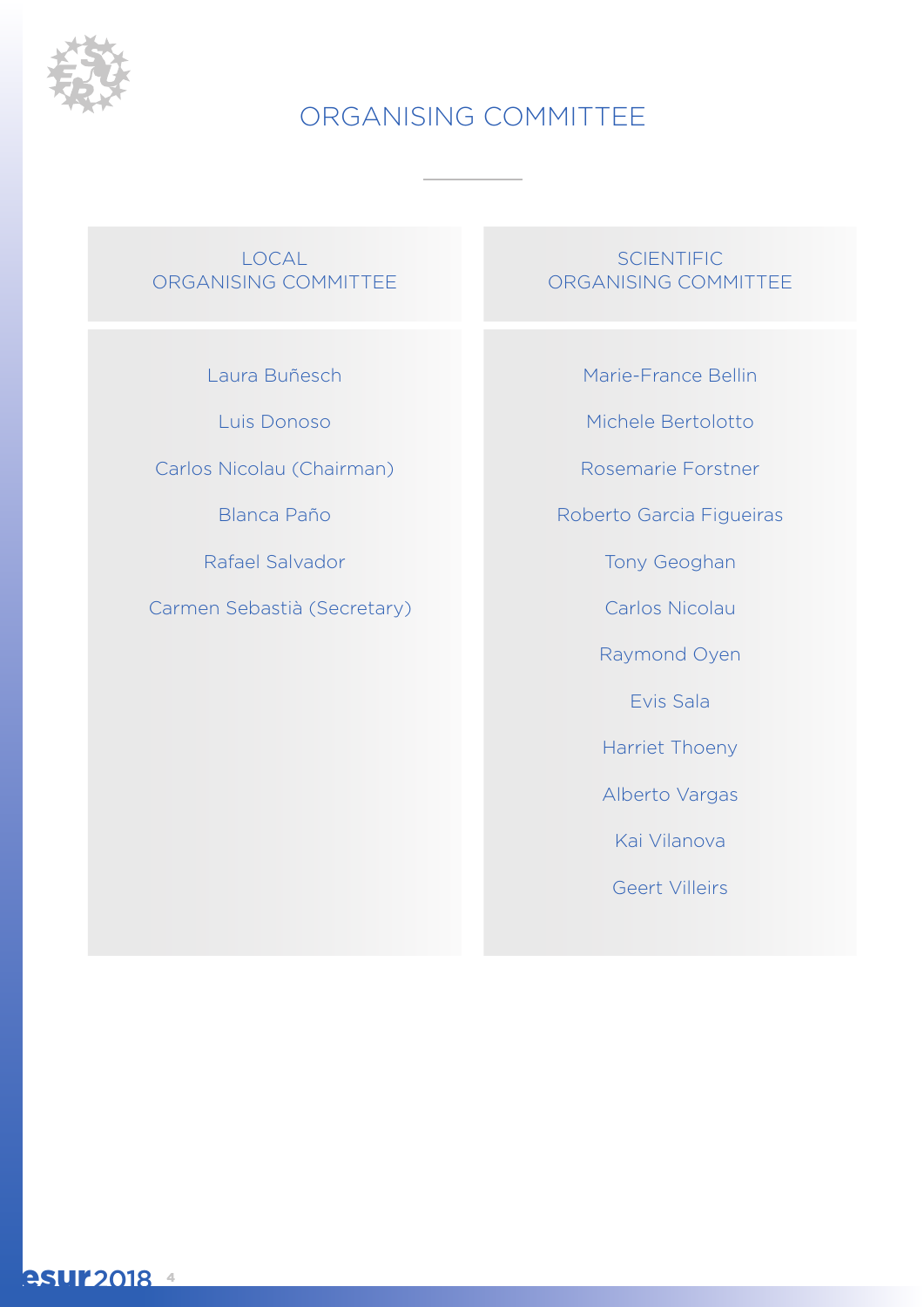# ORGANISING COMMITTEE

## LOCAL ORGANISING COMMITTEE

Laura Buñesch

Luis Donoso

Carlos Nicolau (Chairman)

Blanca Paño

Rafael Salvador

Carmen Sebastià (Secretary)

## SCIENTIFIC ORGANISING COMMITTEE

Marie-France Bellin

Michele Bertolotto

Rosemarie Forstner

Roberto Garcia Figueiras

Tony Geoghan

Carlos Nicolau

Raymond Oyen

Evis Sala

Harriet Thoeny

Alberto Vargas

Kai Vilanova

Geert Villeirs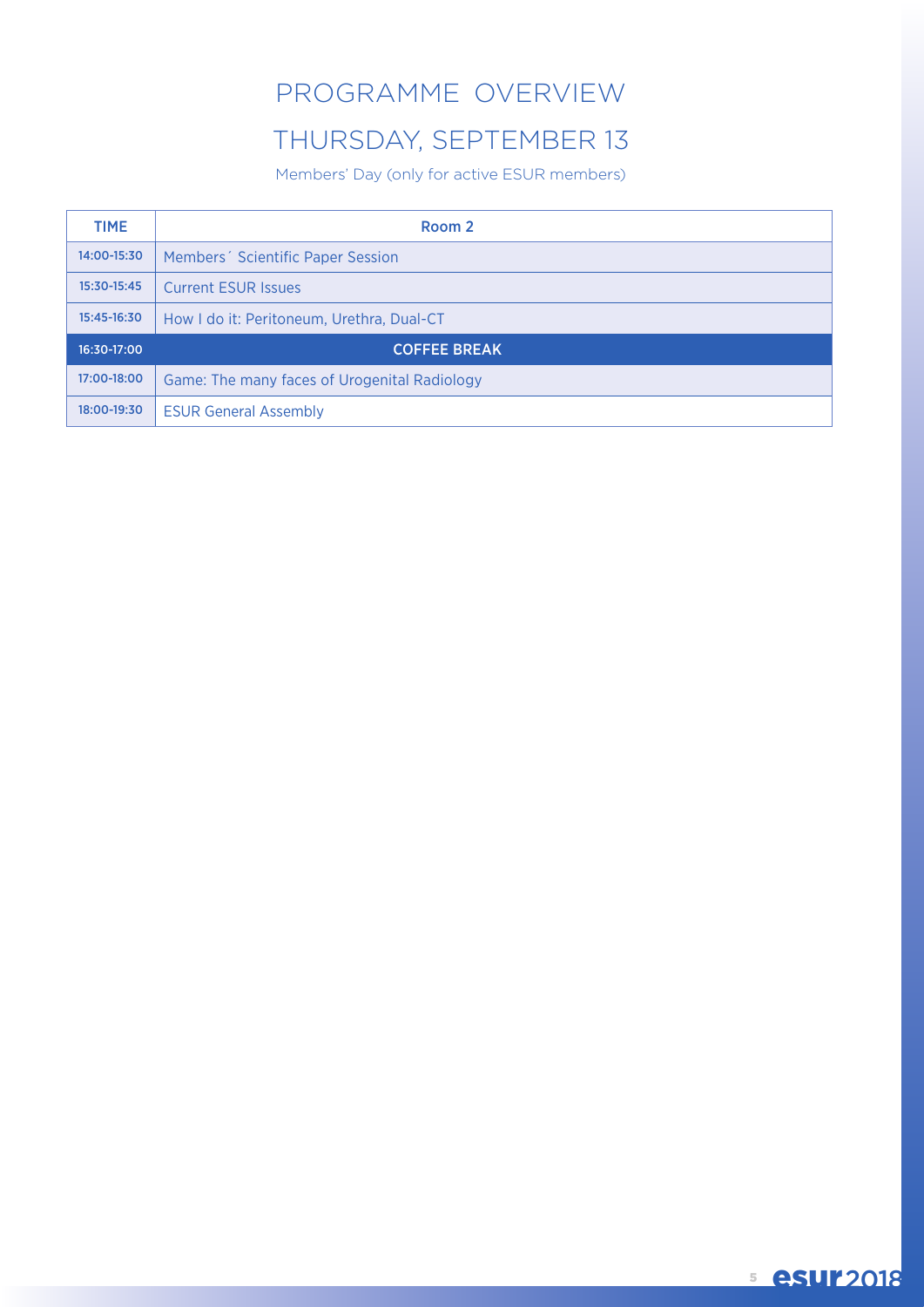# PROGRAMME OVERVIEW

## THURSDAY, SEPTEMBER 13

Members' Day (only for active ESUR members)

| TIME | Room 2 |
|---|---|
| 14:00-15:30 | Members´ Scientific Paper Session |
| 15:30-15:45 | Current ESUR Issues |
| 15:45-16:30 | How I do it: Peritoneum, Urethra, Dual-CT |
| 16:30-17:00 | COFFEE BREAK |
| 17:00-18:00 | Game: The many faces of Urogenital Radiology |
| 18:00-19:30 | ESUR General Assembly |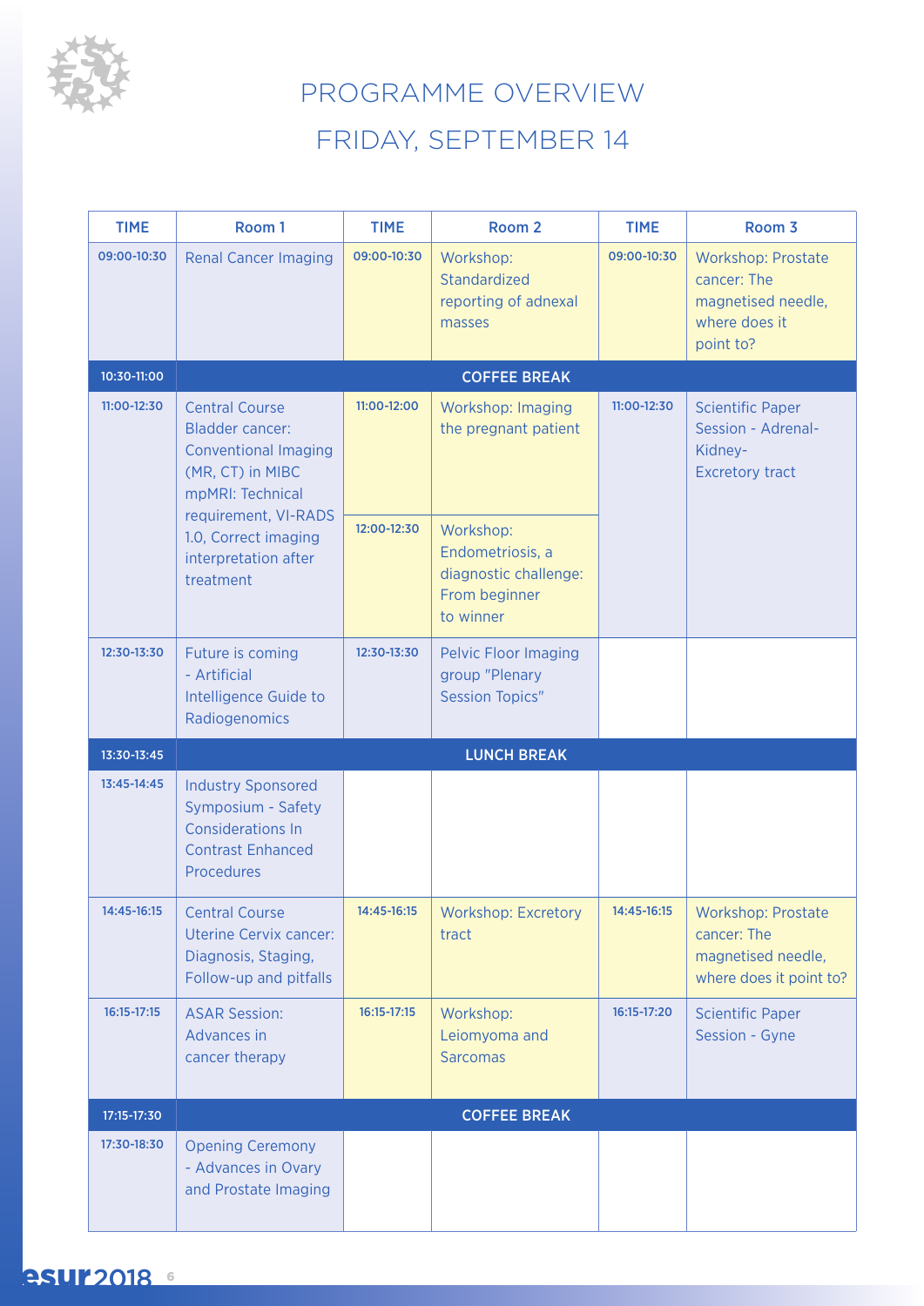# PROGRAMME OVERVIEW

## FRIDAY, SEPTEMBER 14

| TIME | Room 1 | TIME | Room 2 | TIME | Room 3 |
|---|---|---|---|---|---|
| 09:00-10:30 | Renal Cancer Imaging | 09:00-10:30 | Workshop: Standardized reporting of adnexal masses | 09:00-10:30 | Workshop: Prostate cancer: The magnetised needle, where does it point to? |
| 10:30-11:00 | COFFEE BREAK | | | | |
| 11:00-12:30 | Central Course Bladder cancer: Conventional Imaging (MR, CT) in MIBC mpMRI: Technical requirement, VI-RADS 1.0, Correct imaging interpretation after treatment | 11:00-12:00 | Workshop: Imaging the pregnant patient | 11:00-12:30 | Scientific Paper Session - Adrenal-Kidney-Excretory tract |
| | | 12:00-12:30 | Workshop: Endometriosis, a diagnostic challenge: From beginner to winner | | |
| 12:30-13:30 | Future is coming - Artificial Intelligence Guide to Radiogenomics | 12:30-13:30 | Pelvic Floor Imaging group "Plenary Session Topics" | | |
| 13:30-13:45 | LUNCH BREAK | | | | |
| 13:45-14:45 | Industry Sponsored Symposium - Safety Considerations In Contrast Enhanced Procedures | | | | |
| 14:45-16:15 | Central Course Uterine Cervix cancer: Diagnosis, Staging, Follow-up and pitfalls | 14:45-16:15 | Workshop: Excretory tract | 14:45-16:15 | Workshop: Prostate cancer: The magnetised needle, where does it point to? |
| 16:15-17:15 | ASAR Session: Advances in cancer therapy | 16:15-17:15 | Workshop: Leiomyoma and Sarcomas | 16:15-17:20 | Scientific Paper Session - Gyne |
| 17:15-17:30 | COFFEE BREAK | | | | |
| 17:30-18:30 | Opening Ceremony - Advances in Ovary and Prostate Imaging | | | | |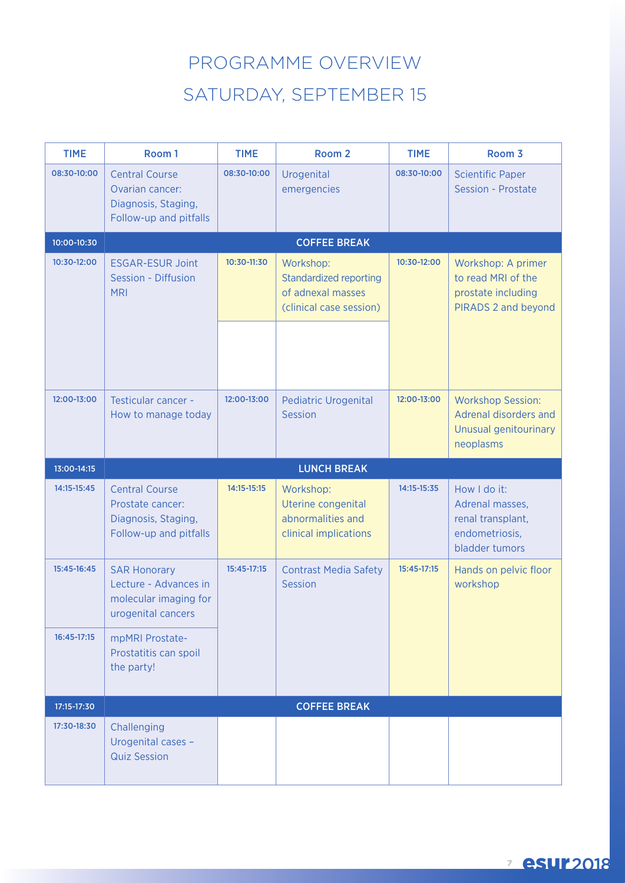# PROGRAMME OVERVIEW

## SATURDAY, SEPTEMBER 15

| TIME | Room 1 | TIME | Room 2 | TIME | Room 3 |
|---|---|---|---|---|---|
| 08:30-10:00 | Central Course Ovarian cancer: Diagnosis, Staging, Follow-up and pitfalls | 08:30-10:00 | Urogenital emergencies | 08:30-10:00 | Scientific Paper Session - Prostate |
| 10:00-10:30 | COFFEE BREAK | | | | |
| 10:30-12:00 | ESGAR-ESUR Joint Session - Diffusion MRI | 10:30-11:30 | Workshop: Standardized reporting of adnexal masses (clinical case session) | 10:30-12:00 | Workshop: A primer to read MRI of the prostate including PIRADS 2 and beyond |
| 12:00-13:00 | Testicular cancer - How to manage today | 12:00-13:00 | Pediatric Urogenital Session | 12:00-13:00 | Workshop Session: Adrenal disorders and Unusual genitourinary neoplasms |
| 13:00-14:15 | LUNCH BREAK | | | | |
| 14:15-15:45 | Central Course Prostate cancer: Diagnosis, Staging, Follow-up and pitfalls | 14:15-15:15 | Workshop: Uterine congenital abnormalities and clinical implications | 14:15-15:35 | How I do it: Adrenal masses, renal transplant, endometriosis, bladder tumors |
| 15:45-16:45 | SAR Honorary Lecture - Advances in molecular imaging for urogenital cancers | 15:45-17:15 | Contrast Media Safety Session | 15:45-17:15 | Hands on pelvic floor workshop |
| 16:45-17:15 | mpMRI Prostate-Prostatitis can spoil the party! | | | | |
| 17:15-17:30 | COFFEE BREAK | | | | |
| 17:30-18:30 | Challenging Urogenital cases – Quiz Session | | | | |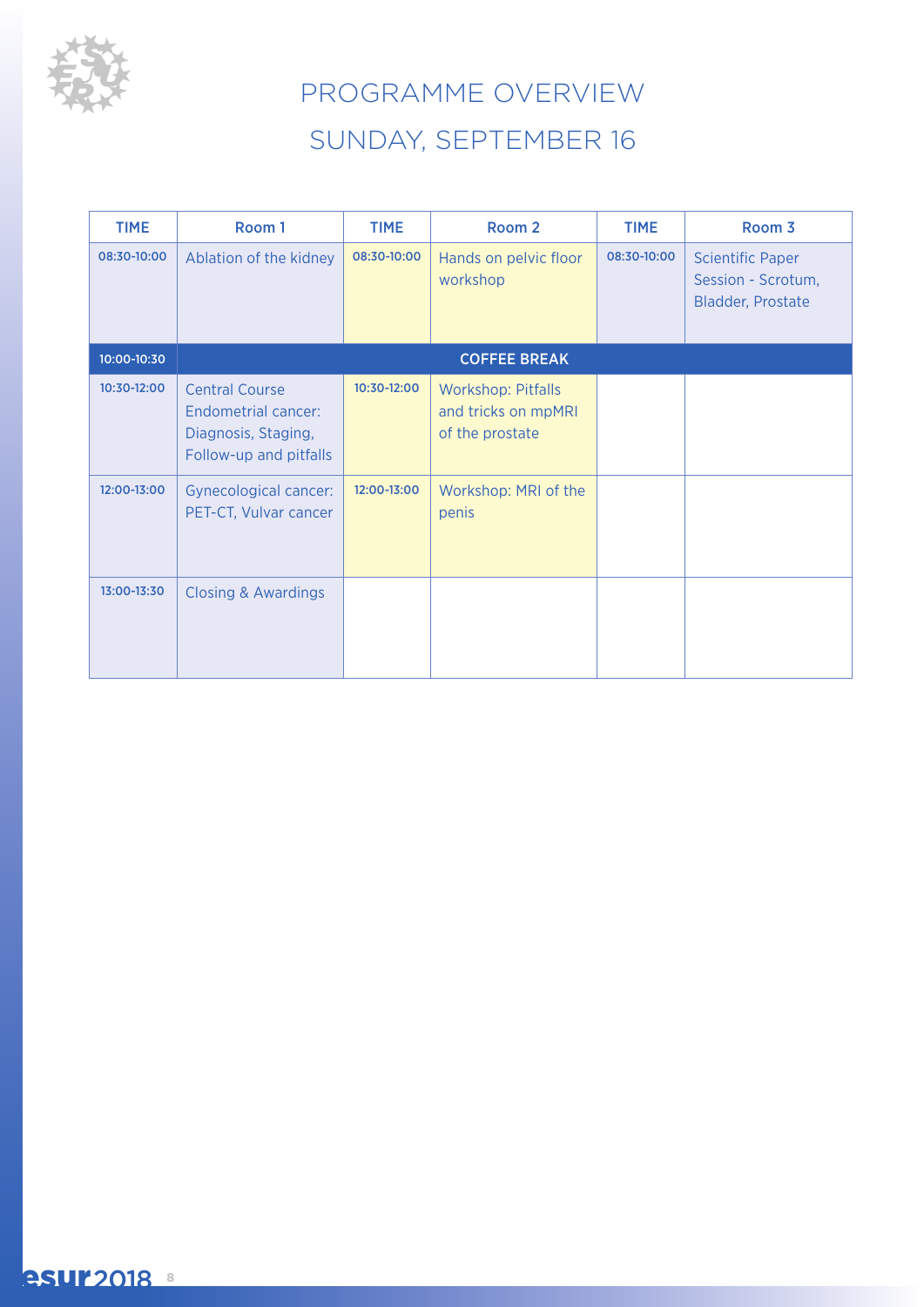# PROGRAMME OVERVIEW

## SUNDAY, SEPTEMBER 16

| TIME | Room 1 | TIME | Room 2 | TIME | Room 3 |
|---|---|---|---|---|---|
| 08:30-10:00 | Ablation of the kidney | 08:30-10:00 | Hands on pelvic floor workshop | 08:30-10:00 | Scientific Paper Session - Scrotum, Bladder, Prostate |
| 10:00-10:30 | COFFEE BREAK | | | | |
| 10:30-12:00 | Central Course Endometrial cancer: Diagnosis, Staging, Follow-up and pitfalls | 10:30-12:00 | Workshop: Pitfalls and tricks on mpMRI of the prostate | | |
| 12:00-13:00 | Gynecological cancer: PET-CT, Vulvar cancer | 12:00-13:00 | Workshop: MRI of the penis | | |
| 13:00-13:30 | Closing & Awardings | | | | |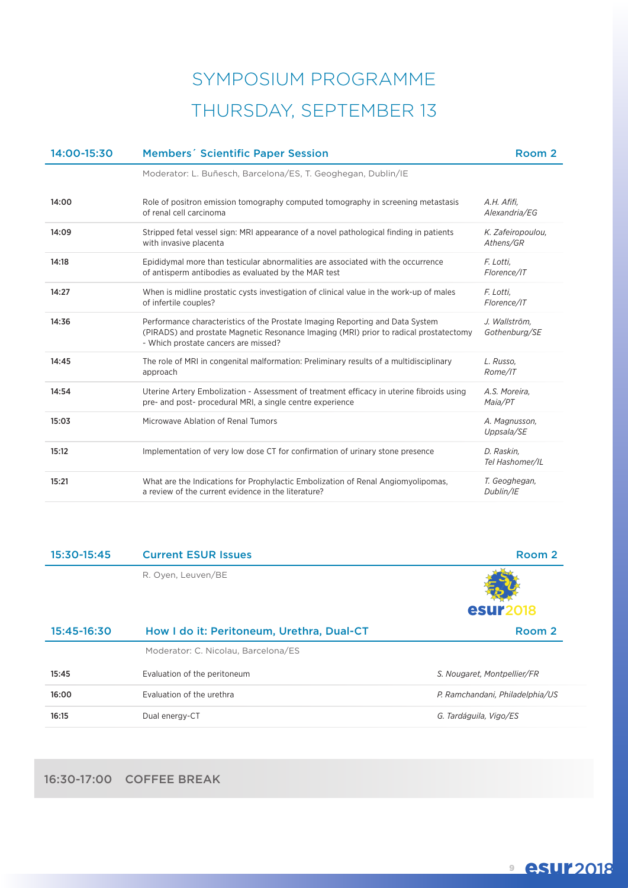# SYMPOSIUM PROGRAMME
# THURSDAY, SEPTEMBER 13

## 14:00-15:30 Members´ Scientific Paper Session — Room 2

Moderator: L. Buñesch, Barcelona/ES, T. Geoghegan, Dublin/IE

| Time | Title | Speaker |
|---|---|---|
| 14:00 | Role of positron emission tomography computed tomography in screening metastasis of renal cell carcinoma | *A.H. Afifi, Alexandria/EG* |
| 14:09 | Stripped fetal vessel sign: MRI appearance of a novel pathological finding in patients with invasive placenta | *K. Zafeiropoulou, Athens/GR* |
| 14:18 | Epididymal more than testicular abnormalities are associated with the occurrence of antisperm antibodies as evaluated by the MAR test | *F. Lotti, Florence/IT* |
| 14:27 | When is midline prostatic cysts investigation of clinical value in the work-up of males of infertile couples? | *F. Lotti, Florence/IT* |
| 14:36 | Performance characteristics of the Prostate Imaging Reporting and Data System (PIRADS) and prostate Magnetic Resonance Imaging (MRI) prior to radical prostatectomy - Which prostate cancers are missed? | *J. Wallström, Gothenburg/SE* |
| 14:45 | The role of MRI in congenital malformation: Preliminary results of a multidisciplinary approach | *L. Russo, Rome/IT* |
| 14:54 | Uterine Artery Embolization - Assessment of treatment efficacy in uterine fibroids using pre- and post- procedural MRI, a single centre experience | *A.S. Moreira, Maia/PT* |
| 15:03 | Microwave Ablation of Renal Tumors | *A. Magnusson, Uppsala/SE* |
| 15:12 | Implementation of very low dose CT for confirmation of urinary stone presence | *D. Raskin, Tel Hashomer/IL* |
| 15:21 | What are the Indications for Prophylactic Embolization of Renal Angiomyolipomas, a review of the current evidence in the literature? | *T. Geoghegan, Dublin/IE* |

## 15:30-15:45 Current ESUR Issues — Room 2

R. Oyen, Leuven/BE

## 15:45-16:30 How I do it: Peritoneum, Urethra, Dual-CT — Room 2

Moderator: C. Nicolau, Barcelona/ES

| Time | Title | Speaker |
|---|---|---|
| 15:45 | Evaluation of the peritoneum | *S. Nougaret, Montpellier/FR* |
| 16:00 | Evaluation of the urethra | *P. Ramchandani, Philadelphia/US* |
| 16:15 | Dual energy-CT | *G. Tardáguila, Vigo/ES* |

## 16:30-17:00 COFFEE BREAK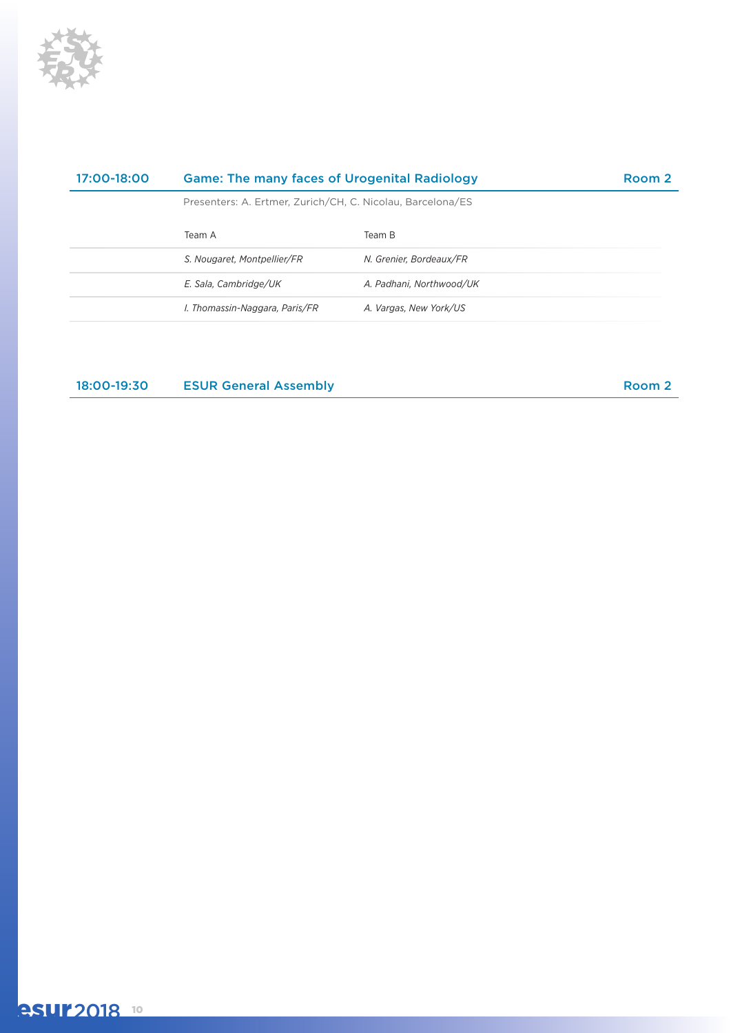## 17:00-18:00 Game: The many faces of Urogenital Radiology — Room 2

Presenters: A. Ertmer, Zurich/CH, C. Nicolau, Barcelona/ES

| Team A | Team B |
|---|---|
| *S. Nougaret, Montpellier/FR* | *N. Grenier, Bordeaux/FR* |
| *E. Sala, Cambridge/UK* | *A. Padhani, Northwood/UK* |
| *I. Thomassin-Naggara, Paris/FR* | *A. Vargas, New York/US* |

## 18:00-19:30 ESUR General Assembly — Room 2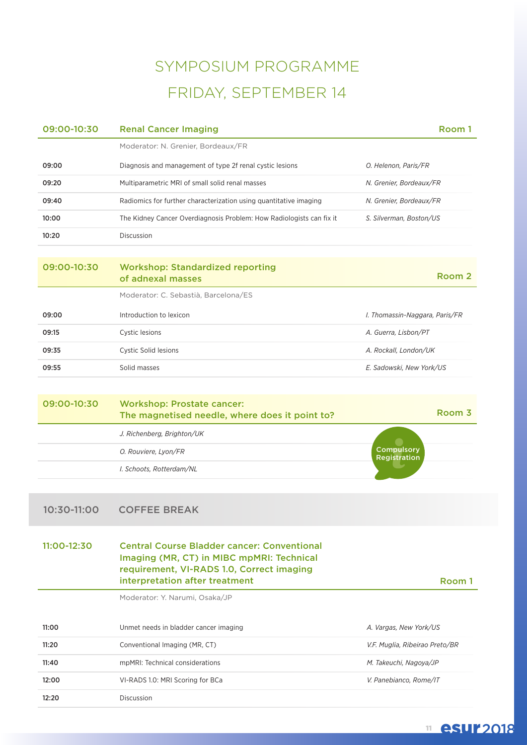# SYMPOSIUM PROGRAMME

## FRIDAY, SEPTEMBER 14

### 09:00-10:30 Renal Cancer Imaging — Room 1

Moderator: N. Grenier, Bordeaux/FR

| Time | Topic | Speaker |
|---|---|---|
| 09:00 | Diagnosis and management of type 2f renal cystic lesions | *O. Helenon, Paris/FR* |
| 09:20 | Multiparametric MRI of small solid renal masses | *N. Grenier, Bordeaux/FR* |
| 09:40 | Radiomics for further characterization using quantitative imaging | *N. Grenier, Bordeaux/FR* |
| 10:00 | The Kidney Cancer Overdiagnosis Problem: How Radiologists can fix it | *S. Silverman, Boston/US* |
| 10:20 | Discussion | |

### 09:00-10:30 Workshop: Standardized reporting of adnexal masses — Room 2

Moderator: C. Sebastià, Barcelona/ES

| Time | Topic | Speaker |
|---|---|---|
| 09:00 | Introduction to lexicon | *I. Thomassin-Naggara, Paris/FR* |
| 09:15 | Cystic lesions | *A. Guerra, Lisbon/PT* |
| 09:35 | Cystic Solid lesions | *A. Rockall, London/UK* |
| 09:55 | Solid masses | *E. Sadowski, New York/US* |

### 09:00-10:30 Workshop: Prostate cancer: The magnetised needle, where does it point to? — Room 3

*J. Richenberg, Brighton/UK*

*O. Rouviere, Lyon/FR*

*I. Schoots, Rotterdam/NL*

Compulsory Registration

### 10:30-11:00 COFFEE BREAK

### 11:00-12:30 Central Course Bladder cancer: Conventional Imaging (MR, CT) in MIBC mpMRI: Technical requirement, VI-RADS 1.0, Correct imaging interpretation after treatment — Room 1

Moderator: Y. Narumi, Osaka/JP

| Time | Topic | Speaker |
|---|---|---|
| 11:00 | Unmet needs in bladder cancer imaging | *A. Vargas, New York/US* |
| 11:20 | Conventional Imaging (MR, CT) | *V.F. Muglia, Ribeirao Preto/BR* |
| 11:40 | mpMRI: Technical considerations | *M. Takeuchi, Nagoya/JP* |
| 12:00 | VI-RADS 1.0: MRI Scoring for BCa | *V. Panebianco, Rome/IT* |
| 12:20 | Discussion | |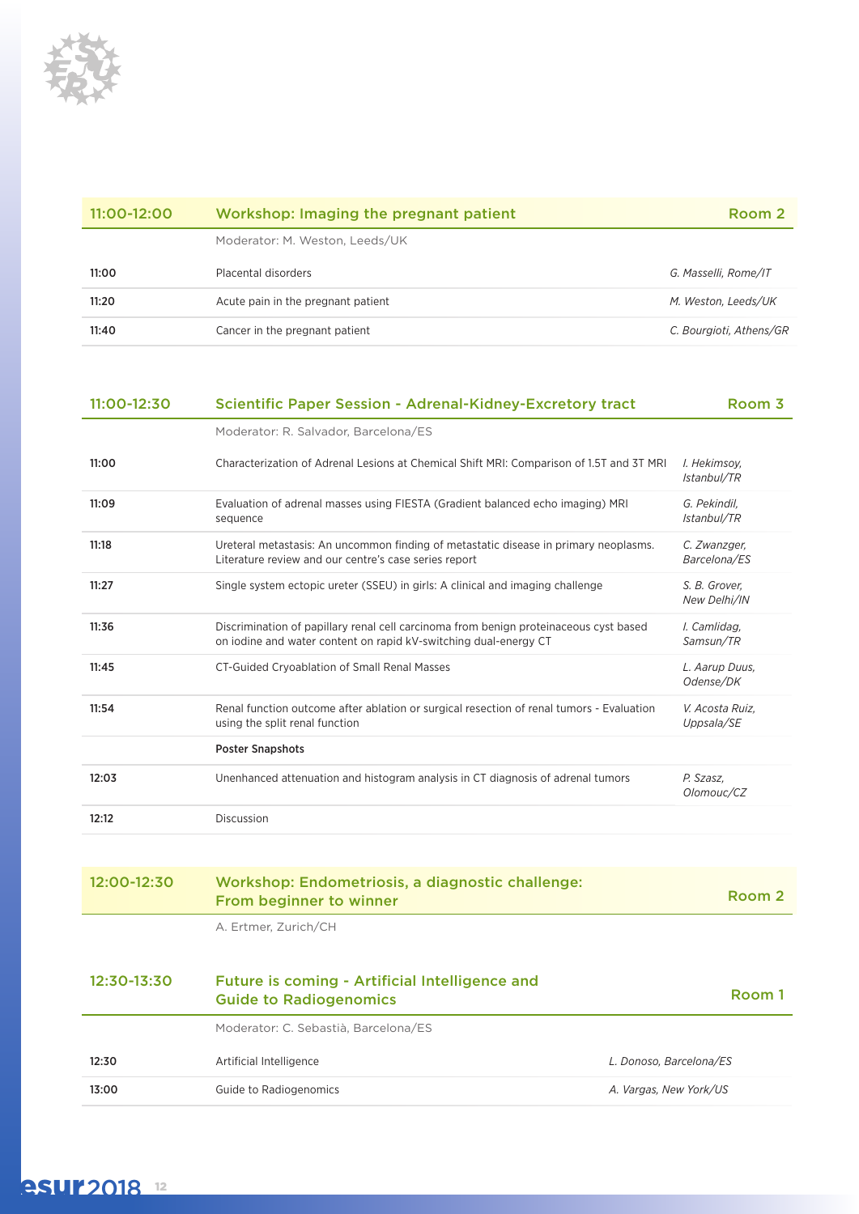## 11:00-12:00 Workshop: Imaging the pregnant patient — Room 2

Moderator: M. Weston, Leeds/UK

| Time | Title | Speaker |
|---|---|---|
| 11:00 | Placental disorders | *G. Masselli, Rome/IT* |
| 11:20 | Acute pain in the pregnant patient | *M. Weston, Leeds/UK* |
| 11:40 | Cancer in the pregnant patient | *C. Bourgioti, Athens/GR* |

## 11:00-12:30 Scientific Paper Session - Adrenal-Kidney-Excretory tract — Room 3

Moderator: R. Salvador, Barcelona/ES

| Time | Title | Speaker |
|---|---|---|
| 11:00 | Characterization of Adrenal Lesions at Chemical Shift MRI: Comparison of 1.5T and 3T MRI | *I. Hekimsoy, Istanbul/TR* |
| 11:09 | Evaluation of adrenal masses using FIESTA (Gradient balanced echo imaging) MRI sequence | *G. Pekindil, Istanbul/TR* |
| 11:18 | Ureteral metastasis: An uncommon finding of metastatic disease in primary neoplasms. Literature review and our centre's case series report | *C. Zwanzger, Barcelona/ES* |
| 11:27 | Single system ectopic ureter (SSEU) in girls: A clinical and imaging challenge | *S. B. Grover, New Delhi/IN* |
| 11:36 | Discrimination of papillary renal cell carcinoma from benign proteinaceous cyst based on iodine and water content on rapid kV-switching dual-energy CT | *I. Camlidag, Samsun/TR* |
| 11:45 | CT-Guided Cryoablation of Small Renal Masses | *L. Aarup Duus, Odense/DK* |
| 11:54 | Renal function outcome after ablation or surgical resection of renal tumors - Evaluation using the split renal function | *V. Acosta Ruiz, Uppsala/SE* |
| | **Poster Snapshots** | |
| 12:03 | Unenhanced attenuation and histogram analysis in CT diagnosis of adrenal tumors | *P. Szasz, Olomouc/CZ* |
| 12:12 | Discussion | |

## 12:00-12:30 Workshop: Endometriosis, a diagnostic challenge: From beginner to winner — Room 2

A. Ertmer, Zurich/CH

## 12:30-13:30 Future is coming - Artificial Intelligence and Guide to Radiogenomics — Room 1

Moderator: C. Sebastià, Barcelona/ES

| Time | Title | Speaker |
|---|---|---|
| 12:30 | Artificial Intelligence | *L. Donoso, Barcelona/ES* |
| 13:00 | Guide to Radiogenomics | *A. Vargas, New York/US* |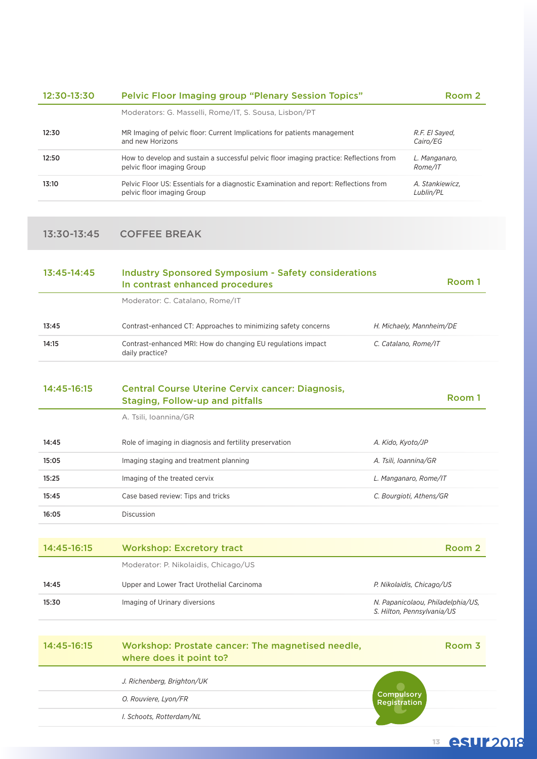## 12:30-13:30 Pelvic Floor Imaging group "Plenary Session Topics" — Room 2

Moderators: G. Masselli, Rome/IT, S. Sousa, Lisbon/PT

| | | |
|---|---|---|
| 12:30 | MR Imaging of pelvic floor: Current Implications for patients management and new Horizons | *R.F. El Sayed, Cairo/EG* |
| 12:50 | How to develop and sustain a successful pelvic floor imaging practice: Reflections from pelvic floor imaging Group | *L. Manganaro, Rome/IT* |
| 13:10 | Pelvic Floor US: Essentials for a diagnostic Examination and report: Reflections from pelvic floor imaging Group | *A. Stankiewicz, Lublin/PL* |

## 13:30-13:45 COFFEE BREAK

## 13:45-14:45 Industry Sponsored Symposium - Safety considerations In contrast enhanced procedures — Room 1

Moderator: C. Catalano, Rome/IT

| | | |
|---|---|---|
| 13:45 | Contrast-enhanced CT: Approaches to minimizing safety concerns | *H. Michaely, Mannheim/DE* |
| 14:15 | Contrast-enhanced MRI: How do changing EU regulations impact daily practice? | *C. Catalano, Rome/IT* |

## 14:45-16:15 Central Course Uterine Cervix cancer: Diagnosis, Staging, Follow-up and pitfalls — Room 1

A. Tsili, Ioannina/GR

| | | |
|---|---|---|
| 14:45 | Role of imaging in diagnosis and fertility preservation | *A. Kido, Kyoto/JP* |
| 15:05 | Imaging staging and treatment planning | *A. Tsili, Ioannina/GR* |
| 15:25 | Imaging of the treated cervix | *L. Manganaro, Rome/IT* |
| 15:45 | Case based review: Tips and tricks | *C. Bourgioti, Athens/GR* |
| 16:05 | Discussion | |

## 14:45-16:15 Workshop: Excretory tract — Room 2

Moderator: P. Nikolaidis, Chicago/US

| | | |
|---|---|---|
| 14:45 | Upper and Lower Tract Urothelial Carcinoma | *P. Nikolaidis, Chicago/US* |
| 15:30 | Imaging of Urinary diversions | *N. Papanicolaou, Philadelphia/US, S. Hilton, Pennsylvania/US* |

## 14:45-16:15 Workshop: Prostate cancer: The magnetised needle, where does it point to? — Room 3

*J. Richenberg, Brighton/UK*

*O. Rouviere, Lyon/FR*

*I. Schoots, Rotterdam/NL*

Compulsory Registration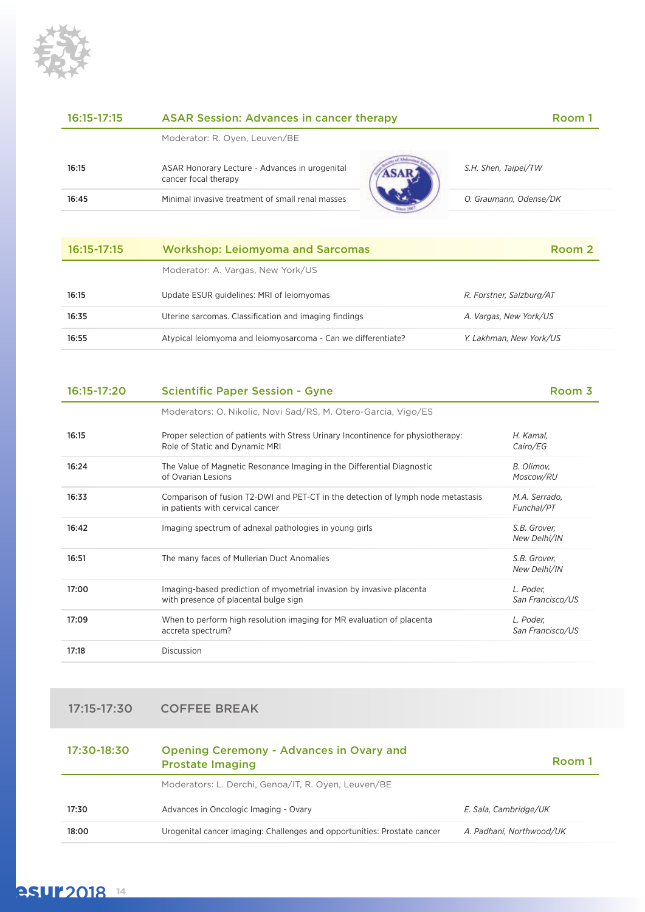## 16:15-17:15 — ASAR Session: Advances in cancer therapy — Room 1

Moderator: R. Oyen, Leuven/BE

| Time | Title | Speaker |
|---|---|---|
| 16:15 | ASAR Honorary Lecture - Advances in urogenital cancer focal therapy | *S.H. Shen, Taipei/TW* |
| 16:45 | Minimal invasive treatment of small renal masses | *O. Graumann, Odense/DK* |

## 16:15-17:15 — Workshop: Leiomyoma and Sarcomas — Room 2

Moderator: A. Vargas, New York/US

| Time | Title | Speaker |
|---|---|---|
| 16:15 | Update ESUR guidelines: MRI of leiomyomas | *R. Forstner, Salzburg/AT* |
| 16:35 | Uterine sarcomas. Classification and imaging findings | *A. Vargas, New York/US* |
| 16:55 | Atypical leiomyoma and leiomyosarcoma - Can we differentiate? | *Y. Lakhman, New York/US* |

## 16:15-17:20 — Scientific Paper Session - Gyne — Room 3

Moderators: O. Nikolic, Novi Sad/RS, M. Otero-Garcia, Vigo/ES

| Time | Title | Speaker |
|---|---|---|
| 16:15 | Proper selection of patients with Stress Urinary Incontinence for physiotherapy: Role of Static and Dynamic MRI | *H. Kamal, Cairo/EG* |
| 16:24 | The Value of Magnetic Resonance Imaging in the Differential Diagnostic of Ovarian Lesions | *B. Olimov, Moscow/RU* |
| 16:33 | Comparison of fusion T2-DWI and PET-CT in the detection of lymph node metastasis in patients with cervical cancer | *M.A. Serrado, Funchal/PT* |
| 16:42 | Imaging spectrum of adnexal pathologies in young girls | *S.B. Grover, New Delhi/IN* |
| 16:51 | The many faces of Mullerian Duct Anomalies | *S.B. Grover, New Delhi/IN* |
| 17:00 | Imaging-based prediction of myometrial invasion by invasive placenta with presence of placental bulge sign | *L. Poder, San Francisco/US* |
| 17:09 | When to perform high resolution imaging for MR evaluation of placenta accreta spectrum? | *L. Poder, San Francisco/US* |
| 17:18 | Discussion | |

## 17:15-17:30 — COFFEE BREAK

## 17:30-18:30 — Opening Ceremony - Advances in Ovary and Prostate Imaging — Room 1

Moderators: L. Derchi, Genoa/IT, R. Oyen, Leuven/BE

| Time | Title | Speaker |
|---|---|---|
| 17:30 | Advances in Oncologic Imaging - Ovary | *E. Sala, Cambridge/UK* |
| 18:00 | Urogenital cancer imaging: Challenges and opportunities: Prostate cancer | *A. Padhani, Northwood/UK* |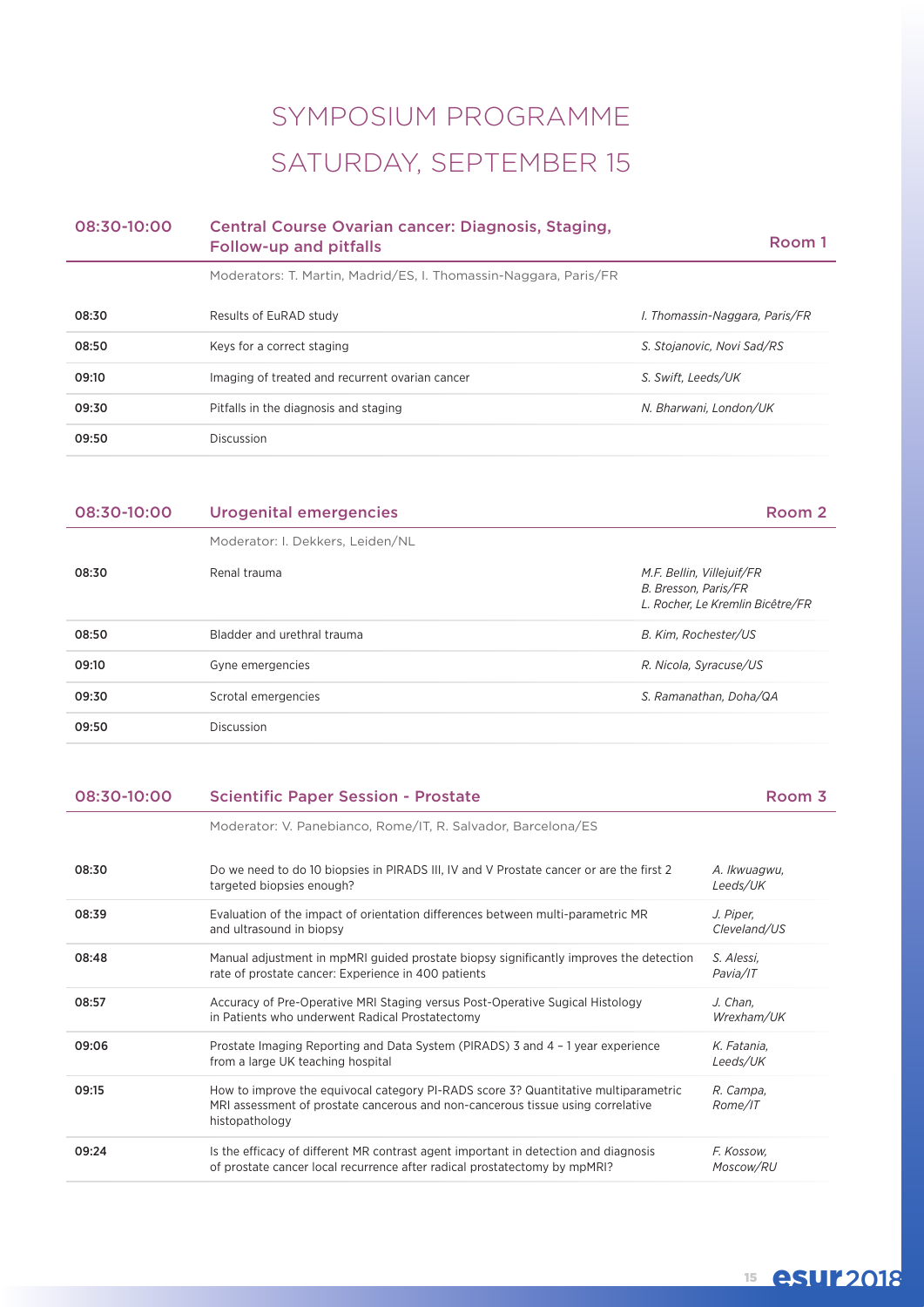# SYMPOSIUM PROGRAMME

# SATURDAY, SEPTEMBER 15

## 08:30-10:00 Central Course Ovarian cancer: Diagnosis, Staging, Follow-up and pitfalls — Room 1

Moderators: T. Martin, Madrid/ES, I. Thomassin-Naggara, Paris/FR

| Time | Topic | Speaker |
|---|---|---|
| 08:30 | Results of EuRAD study | *I. Thomassin-Naggara, Paris/FR* |
| 08:50 | Keys for a correct staging | *S. Stojanovic, Novi Sad/RS* |
| 09:10 | Imaging of treated and recurrent ovarian cancer | *S. Swift, Leeds/UK* |
| 09:30 | Pitfalls in the diagnosis and staging | *N. Bharwani, London/UK* |
| 09:50 | Discussion | |

## 08:30-10:00 Urogenital emergencies — Room 2

Moderator: I. Dekkers, Leiden/NL

| Time | Topic | Speaker |
|---|---|---|
| 08:30 | Renal trauma | *M.F. Bellin, Villejuif/FR*<br>*B. Bresson, Paris/FR*<br>*L. Rocher, Le Kremlin Bicêtre/FR* |
| 08:50 | Bladder and urethral trauma | *B. Kim, Rochester/US* |
| 09:10 | Gyne emergencies | *R. Nicola, Syracuse/US* |
| 09:30 | Scrotal emergencies | *S. Ramanathan, Doha/QA* |
| 09:50 | Discussion | |

## 08:30-10:00 Scientific Paper Session - Prostate — Room 3

Moderator: V. Panebianco, Rome/IT, R. Salvador, Barcelona/ES

| Time | Topic | Speaker |
|---|---|---|
| 08:30 | Do we need to do 10 biopsies in PIRADS III, IV and V Prostate cancer or are the first 2 targeted biopsies enough? | *A. Ikwuagwu, Leeds/UK* |
| 08:39 | Evaluation of the impact of orientation differences between multi-parametric MR and ultrasound in biopsy | *J. Piper, Cleveland/US* |
| 08:48 | Manual adjustment in mpMRI guided prostate biopsy significantly improves the detection rate of prostate cancer: Experience in 400 patients | *S. Alessi, Pavia/IT* |
| 08:57 | Accuracy of Pre-Operative MRI Staging versus Post-Operative Sugical Histology in Patients who underwent Radical Prostatectomy | *J. Chan, Wrexham/UK* |
| 09:06 | Prostate Imaging Reporting and Data System (PIRADS) 3 and 4 – 1 year experience from a large UK teaching hospital | *K. Fatania, Leeds/UK* |
| 09:15 | How to improve the equivocal category PI-RADS score 3? Quantitative multiparametric MRI assessment of prostate cancerous and non-cancerous tissue using correlative histopathology | *R. Campa, Rome/IT* |
| 09:24 | Is the efficacy of different MR contrast agent important in detection and diagnosis of prostate cancer local recurrence after radical prostatectomy by mpMRI? | *F. Kossow, Moscow/RU* |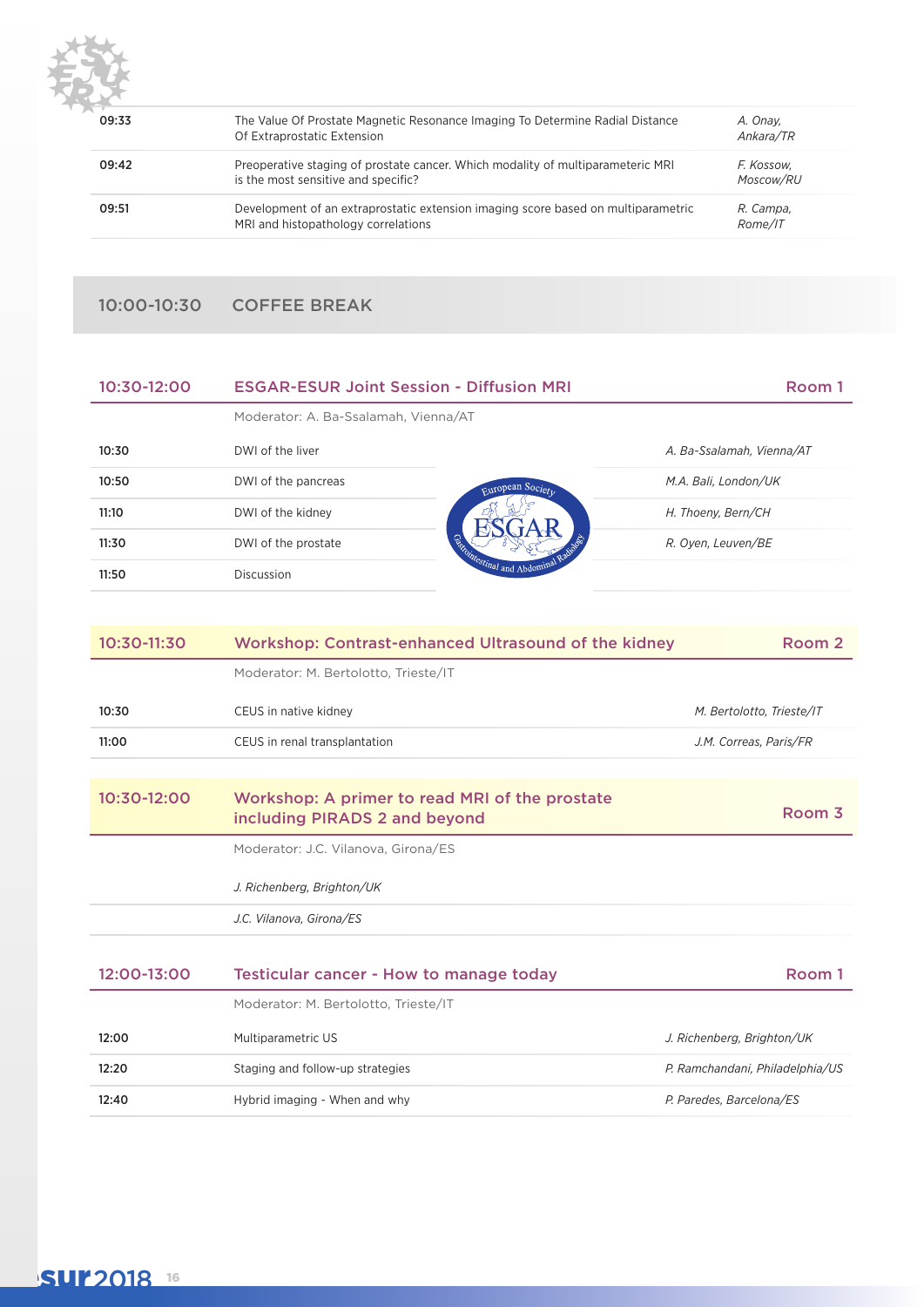| | | |
|---|---|---|
| 09:33 | The Value Of Prostate Magnetic Resonance Imaging To Determine Radial Distance Of Extraprostatic Extension | *A. Onay, Ankara/TR* |
| 09:42 | Preoperative staging of prostate cancer. Which modality of multiparameteric MRI is the most sensitive and specific? | *F. Kossow, Moscow/RU* |
| 09:51 | Development of an extraprostatic extension imaging score based on multiparametric MRI and histopathology correlations | *R. Campa, Rome/IT* |

## 10:00-10:30 COFFEE BREAK

## 10:30-12:00 ESGAR-ESUR Joint Session - Diffusion MRI — Room 1

Moderator: A. Ba-Ssalamah, Vienna/AT

| | | |
|---|---|---|
| 10:30 | DWI of the liver | *A. Ba-Ssalamah, Vienna/AT* |
| 10:50 | DWI of the pancreas | *M.A. Bali, London/UK* |
| 11:10 | DWI of the kidney | *H. Thoeny, Bern/CH* |
| 11:30 | DWI of the prostate | *R. Oyen, Leuven/BE* |
| 11:50 | Discussion | |

## 10:30-11:30 Workshop: Contrast-enhanced Ultrasound of the kidney — Room 2

Moderator: M. Bertolotto, Trieste/IT

| | | |
|---|---|---|
| 10:30 | CEUS in native kidney | *M. Bertolotto, Trieste/IT* |
| 11:00 | CEUS in renal transplantation | *J.M. Correas, Paris/FR* |

## 10:30-12:00 Workshop: A primer to read MRI of the prostate including PIRADS 2 and beyond — Room 3

Moderator: J.C. Vilanova, Girona/ES

*J. Richenberg, Brighton/UK*

*J.C. Vilanova, Girona/ES*

## 12:00-13:00 Testicular cancer - How to manage today — Room 1

Moderator: M. Bertolotto, Trieste/IT

| | | |
|---|---|---|
| 12:00 | Multiparametric US | *J. Richenberg, Brighton/UK* |
| 12:20 | Staging and follow-up strategies | *P. Ramchandani, Philadelphia/US* |
| 12:40 | Hybrid imaging - When and why | *P. Paredes, Barcelona/ES* |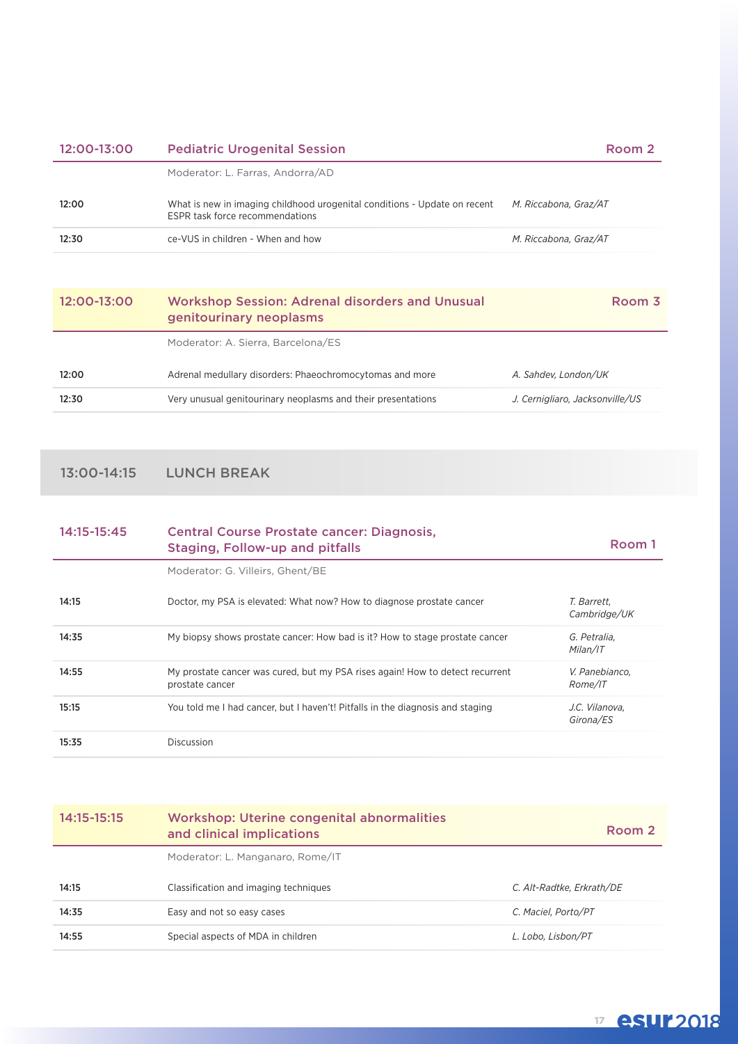## 12:00-13:00 Pediatric Urogenital Session — Room 2

Moderator: L. Farras, Andorra/AD

| Time | Topic | Speaker |
|---|---|---|
| 12:00 | What is new in imaging childhood urogenital conditions - Update on recent ESPR task force recommendations | *M. Riccabona, Graz/AT* |
| 12:30 | ce-VUS in children - When and how | *M. Riccabona, Graz/AT* |

## 12:00-13:00 Workshop Session: Adrenal disorders and Unusual genitourinary neoplasms — Room 3

Moderator: A. Sierra, Barcelona/ES

| Time | Topic | Speaker |
|---|---|---|
| 12:00 | Adrenal medullary disorders: Phaeochromocytomas and more | *A. Sahdev, London/UK* |
| 12:30 | Very unusual genitourinary neoplasms and their presentations | *J. Cernigliaro, Jacksonville/US* |

## 13:00-14:15 LUNCH BREAK

## 14:15-15:45 Central Course Prostate cancer: Diagnosis, Staging, Follow-up and pitfalls — Room 1

Moderator: G. Villeirs, Ghent/BE

| Time | Topic | Speaker |
|---|---|---|
| 14:15 | Doctor, my PSA is elevated: What now? How to diagnose prostate cancer | *T. Barrett, Cambridge/UK* |
| 14:35 | My biopsy shows prostate cancer: How bad is it? How to stage prostate cancer | *G. Petralia, Milan/IT* |
| 14:55 | My prostate cancer was cured, but my PSA rises again! How to detect recurrent prostate cancer | *V. Panebianco, Rome/IT* |
| 15:15 | You told me I had cancer, but I haven't! Pitfalls in the diagnosis and staging | *J.C. Vilanova, Girona/ES* |
| 15:35 | Discussion | |

## 14:15-15:15 Workshop: Uterine congenital abnormalities and clinical implications — Room 2

Moderator: L. Manganaro, Rome/IT

| Time | Topic | Speaker |
|---|---|---|
| 14:15 | Classification and imaging techniques | *C. Alt-Radtke, Erkrath/DE* |
| 14:35 | Easy and not so easy cases | *C. Maciel, Porto/PT* |
| 14:55 | Special aspects of MDA in children | *L. Lobo, Lisbon/PT* |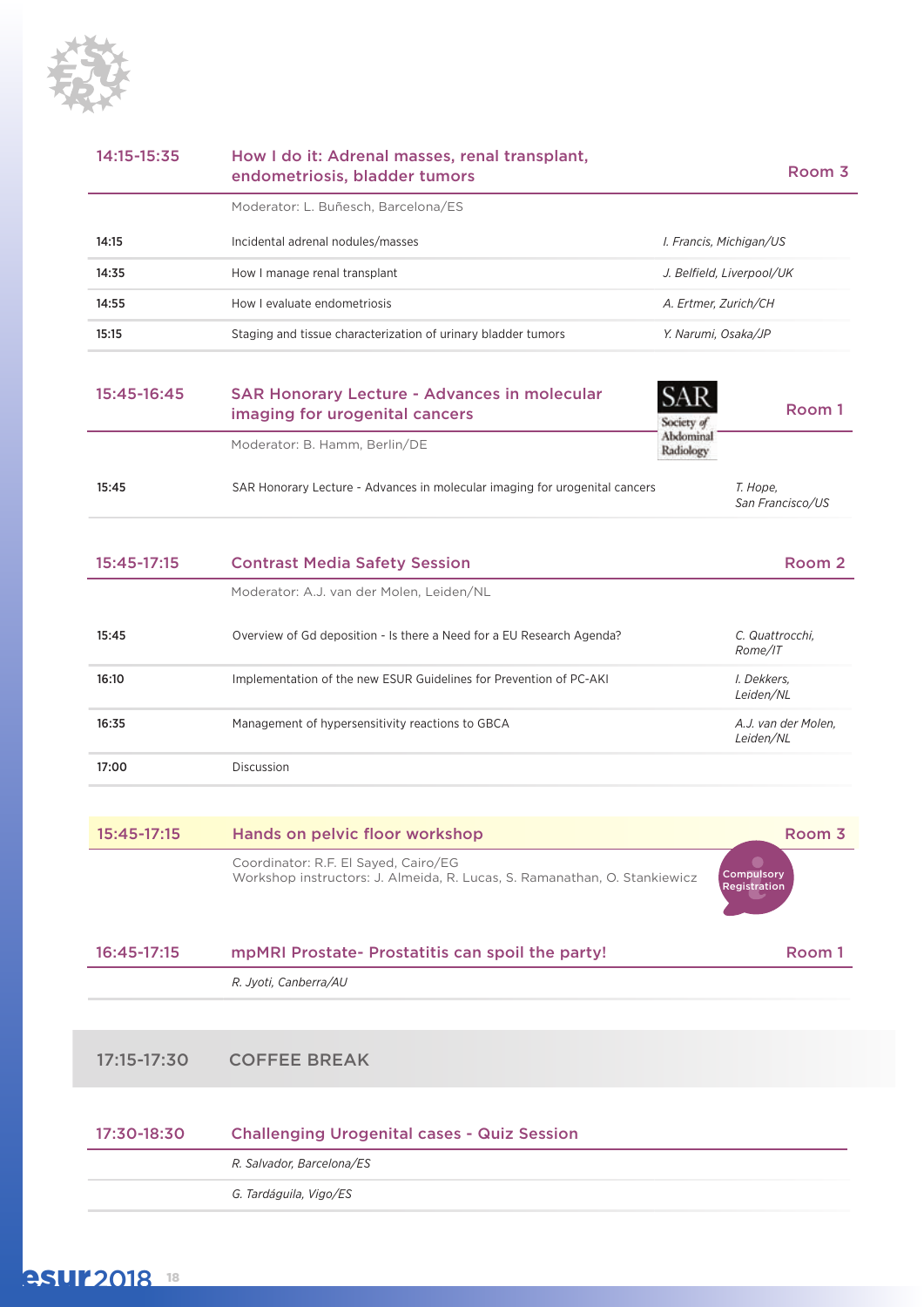## 14:15-15:35 How I do it: Adrenal masses, renal transplant, endometriosis, bladder tumors — Room 3

Moderator: L. Buñesch, Barcelona/ES

| | | |
|---|---|---|
| **14:15** | Incidental adrenal nodules/masses | *I. Francis, Michigan/US* |
| **14:35** | How I manage renal transplant | *J. Belfield, Liverpool/UK* |
| **14:55** | How I evaluate endometriosis | *A. Ertmer, Zurich/CH* |
| **15:15** | Staging and tissue characterization of urinary bladder tumors | *Y. Narumi, Osaka/JP* |

## 15:45-16:45 SAR Honorary Lecture - Advances in molecular imaging for urogenital cancers — Room 1

SAR Society of Abdominal Radiology

Moderator: B. Hamm, Berlin/DE

| | | |
|---|---|---|
| **15:45** | SAR Honorary Lecture - Advances in molecular imaging for urogenital cancers | *T. Hope, San Francisco/US* |

## 15:45-17:15 Contrast Media Safety Session — Room 2

Moderator: A.J. van der Molen, Leiden/NL

| | | |
|---|---|---|
| **15:45** | Overview of Gd deposition - Is there a Need for a EU Research Agenda? | *C. Quattrocchi, Rome/IT* |
| **16:10** | Implementation of the new ESUR Guidelines for Prevention of PC-AKI | *I. Dekkers, Leiden/NL* |
| **16:35** | Management of hypersensitivity reactions to GBCA | *A.J. van der Molen, Leiden/NL* |
| **17:00** | Discussion | |

## 15:45-17:15 Hands on pelvic floor workshop — Room 3

Coordinator: R.F. El Sayed, Cairo/EG
Workshop instructors: J. Almeida, R. Lucas, S. Ramanathan, O. Stankiewicz

Compulsory Registration

## 16:45-17:15 mpMRI Prostate- Prostatitis can spoil the party! — Room 1

*R. Jyoti, Canberra/AU*

## 17:15-17:30 COFFEE BREAK

## 17:30-18:30 Challenging Urogenital cases - Quiz Session

*R. Salvador, Barcelona/ES*

*G. Tardáguila, Vigo/ES*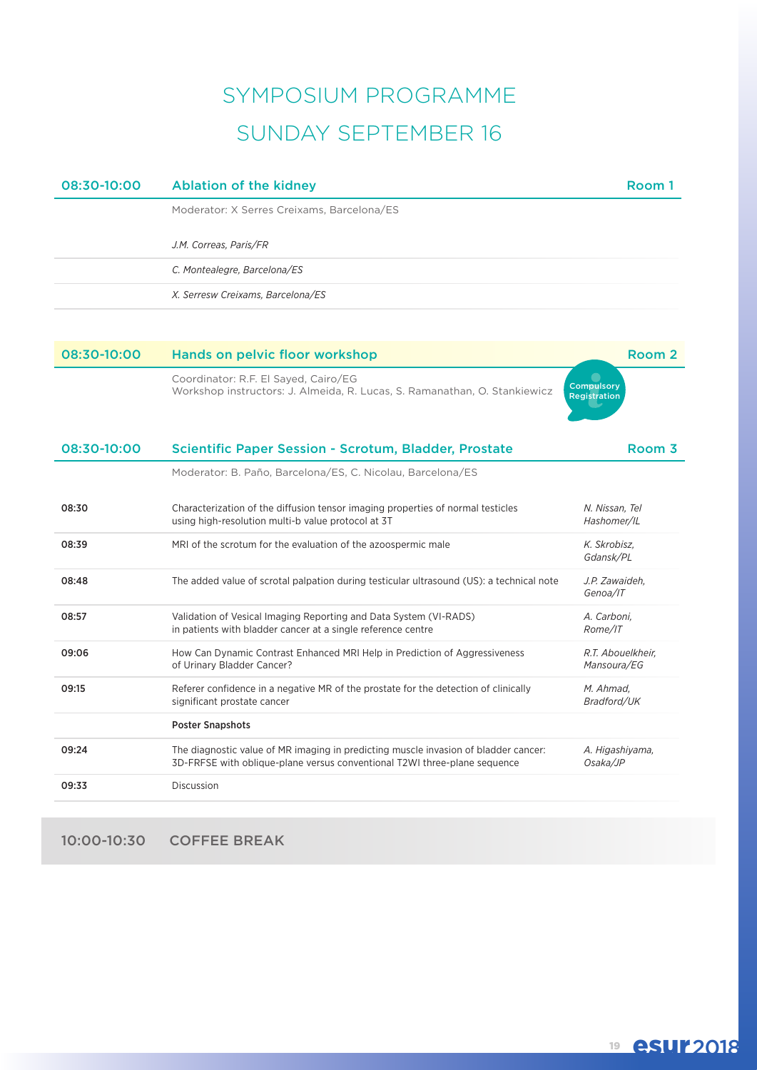# SYMPOSIUM PROGRAMME

## SUNDAY SEPTEMBER 16

### 08:30-10:00 Ablation of the kidney — Room 1

Moderator: X Serres Creixams, Barcelona/ES

*J.M. Correas, Paris/FR*

*C. Montealegre, Barcelona/ES*

*X. Serresw Creixams, Barcelona/ES*

### 08:30-10:00 Hands on pelvic floor workshop — Room 2

Coordinator: R.F. El Sayed, Cairo/EG
Workshop instructors: J. Almeida, R. Lucas, S. Ramanathan, O. Stankiewicz

Compulsory Registration

### 08:30-10:00 Scientific Paper Session - Scrotum, Bladder, Prostate — Room 3

Moderator: B. Paño, Barcelona/ES, C. Nicolau, Barcelona/ES

| Time | Title | Presenter |
|---|---|---|
| 08:30 | Characterization of the diffusion tensor imaging properties of normal testicles using high-resolution multi-b value protocol at 3T | *N. Nissan, Tel Hashomer/IL* |
| 08:39 | MRI of the scrotum for the evaluation of the azoospermic male | *K. Skrobisz, Gdansk/PL* |
| 08:48 | The added value of scrotal palpation during testicular ultrasound (US): a technical note | *J.P. Zawaideh, Genoa/IT* |
| 08:57 | Validation of Vesical Imaging Reporting and Data System (VI-RADS) in patients with bladder cancer at a single reference centre | *A. Carboni, Rome/IT* |
| 09:06 | How Can Dynamic Contrast Enhanced MRI Help in Prediction of Aggressiveness of Urinary Bladder Cancer? | *R.T. Abouelkheir, Mansoura/EG* |
| 09:15 | Referer confidence in a negative MR of the prostate for the detection of clinically significant prostate cancer | *M. Ahmad, Bradford/UK* |
| | **Poster Snapshots** | |
| 09:24 | The diagnostic value of MR imaging in predicting muscle invasion of bladder cancer: 3D-FRFSE with oblique-plane versus conventional T2WI three-plane sequence | *A. Higashiyama, Osaka/JP* |
| 09:33 | Discussion | |

### 10:00-10:30 COFFEE BREAK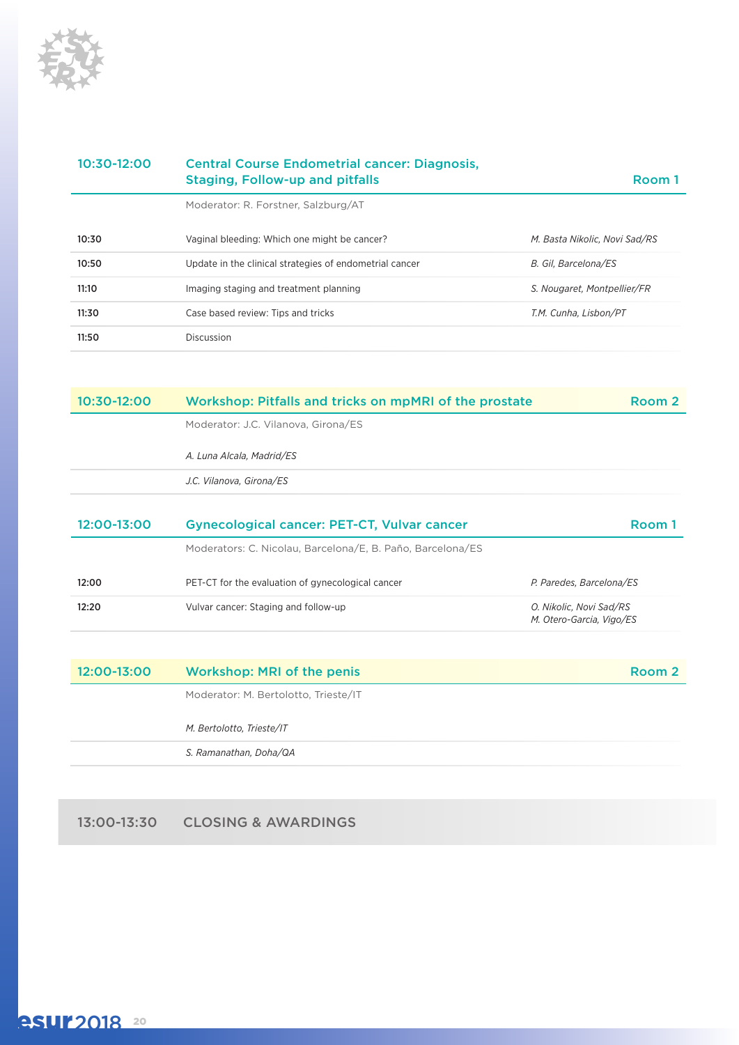## 10:30-12:00 Central Course Endometrial cancer: Diagnosis, Staging, Follow-up and pitfalls — Room 1

Moderator: R. Forstner, Salzburg/AT

| | | |
|---|---|---|
| **10:30** | Vaginal bleeding: Which one might be cancer? | *M. Basta Nikolic, Novi Sad/RS* |
| **10:50** | Update in the clinical strategies of endometrial cancer | *B. Gil, Barcelona/ES* |
| **11:10** | Imaging staging and treatment planning | *S. Nougaret, Montpellier/FR* |
| **11:30** | Case based review: Tips and tricks | *T.M. Cunha, Lisbon/PT* |
| **11:50** | Discussion | |

## 10:30-12:00 Workshop: Pitfalls and tricks on mpMRI of the prostate — Room 2

Moderator: J.C. Vilanova, Girona/ES

*A. Luna Alcala, Madrid/ES*

*J.C. Vilanova, Girona/ES*

## 12:00-13:00 Gynecological cancer: PET-CT, Vulvar cancer — Room 1

Moderators: C. Nicolau, Barcelona/E, B. Paño, Barcelona/ES

| | | |
|---|---|---|
| **12:00** | PET-CT for the evaluation of gynecological cancer | *P. Paredes, Barcelona/ES* |
| **12:20** | Vulvar cancer: Staging and follow-up | *O. Nikolic, Novi Sad/RS*<br>*M. Otero-Garcia, Vigo/ES* |

## 12:00-13:00 Workshop: MRI of the penis — Room 2

Moderator: M. Bertolotto, Trieste/IT

*M. Bertolotto, Trieste/IT*

*S. Ramanathan, Doha/QA*

## 13:00-13:30 CLOSING & AWARDINGS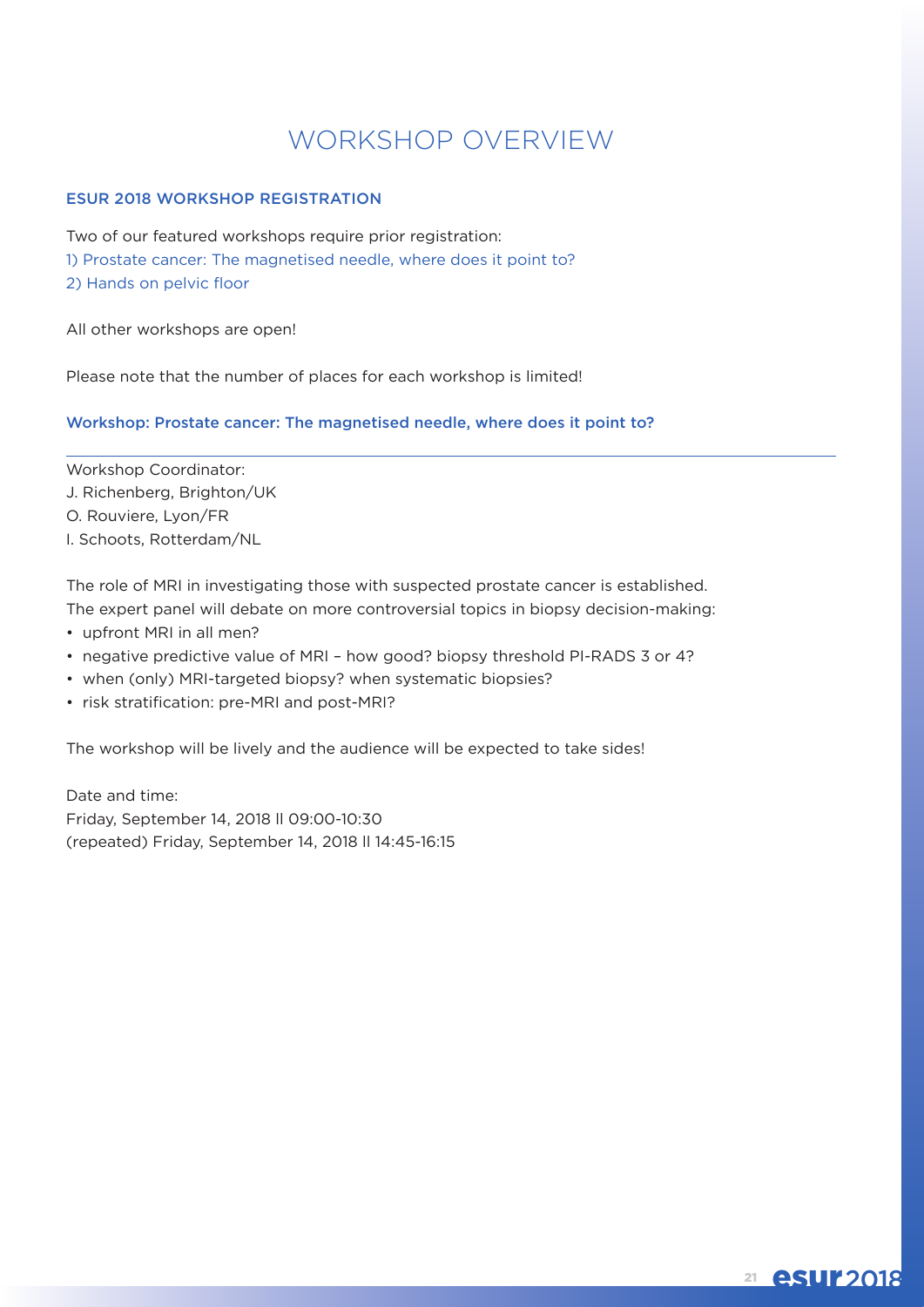# WORKSHOP OVERVIEW

## ESUR 2018 WORKSHOP REGISTRATION

Two of our featured workshops require prior registration:

1) Prostate cancer: The magnetised needle, where does it point to?
2) Hands on pelvic floor

All other workshops are open!

Please note that the number of places for each workshop is limited!

### Workshop: Prostate cancer: The magnetised needle, where does it point to?

---

Workshop Coordinator:
J. Richenberg, Brighton/UK
O. Rouviere, Lyon/FR
I. Schoots, Rotterdam/NL

The role of MRI in investigating those with suspected prostate cancer is established.
The expert panel will debate on more controversial topics in biopsy decision-making:

- upfront MRI in all men?
- negative predictive value of MRI – how good? biopsy threshold PI-RADS 3 or 4?
- when (only) MRI-targeted biopsy? when systematic biopsies?
- risk stratification: pre-MRI and post-MRI?

The workshop will be lively and the audience will be expected to take sides!

Date and time:
Friday, September 14, 2018 ll 09:00-10:30
(repeated) Friday, September 14, 2018 ll 14:45-16:15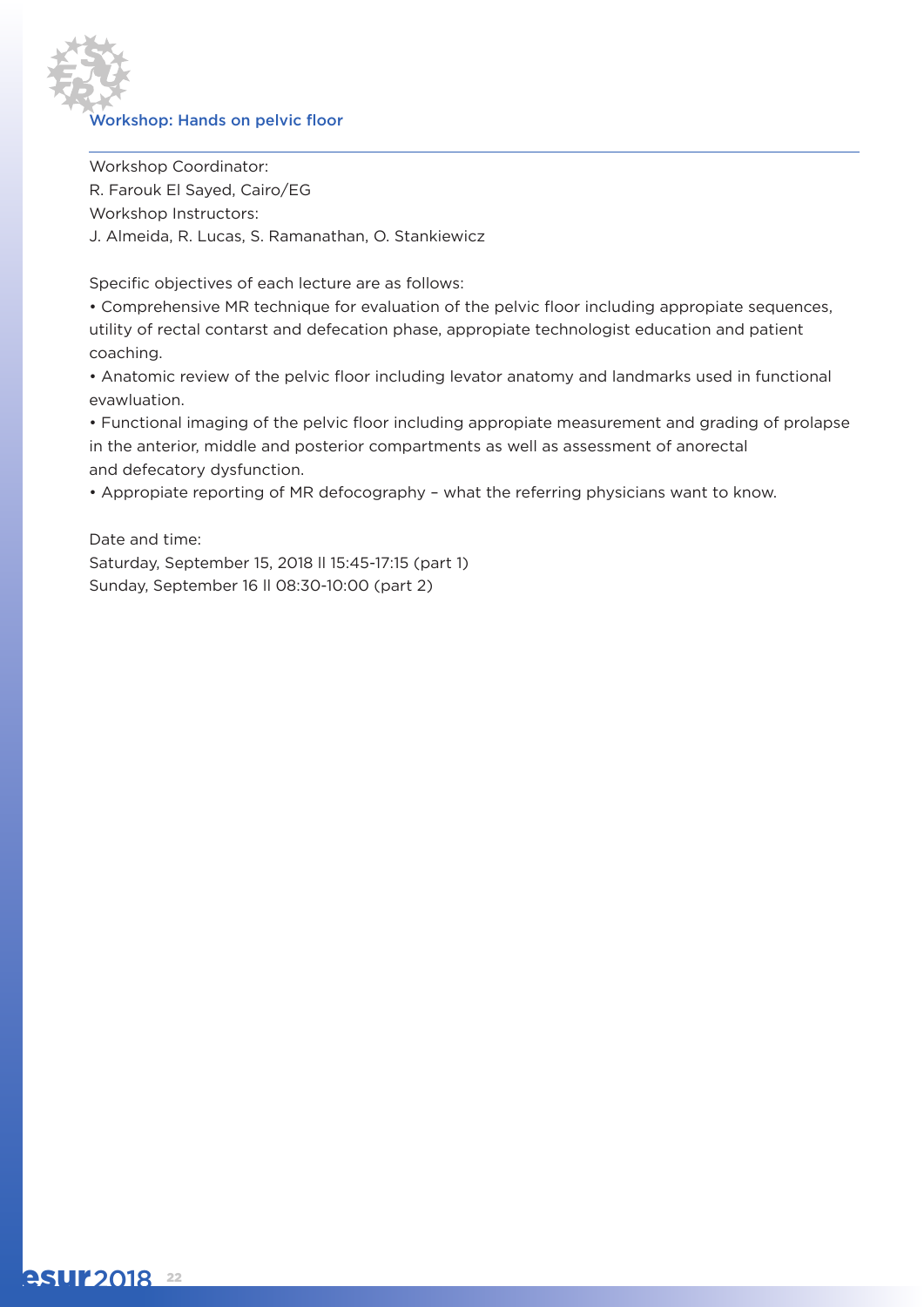## Workshop: Hands on pelvic floor

Workshop Coordinator:
R. Farouk El Sayed, Cairo/EG
Workshop Instructors:
J. Almeida, R. Lucas, S. Ramanathan, O. Stankiewicz

Specific objectives of each lecture are as follows:

- Comprehensive MR technique for evaluation of the pelvic floor including appopiate sequences, utility of rectal contarst and defecation phase, appopiate technologist education and patient coaching.
- Anatomic review of the pelvic floor including levator anatomy and landmarks used in functional evawluation.
- Functional imaging of the pelvic floor including appopiate measurement and grading of prolapse in the anterior, middle and posterior compartments as well as assessment of anorectal and defecatory dysfunction.
- Appopiate reporting of MR defocography – what the referring physicians want to know.

Date and time:
Saturday, September 15, 2018 ll 15:45-17:15 (part 1)
Sunday, September 16 ll 08:30-10:00 (part 2)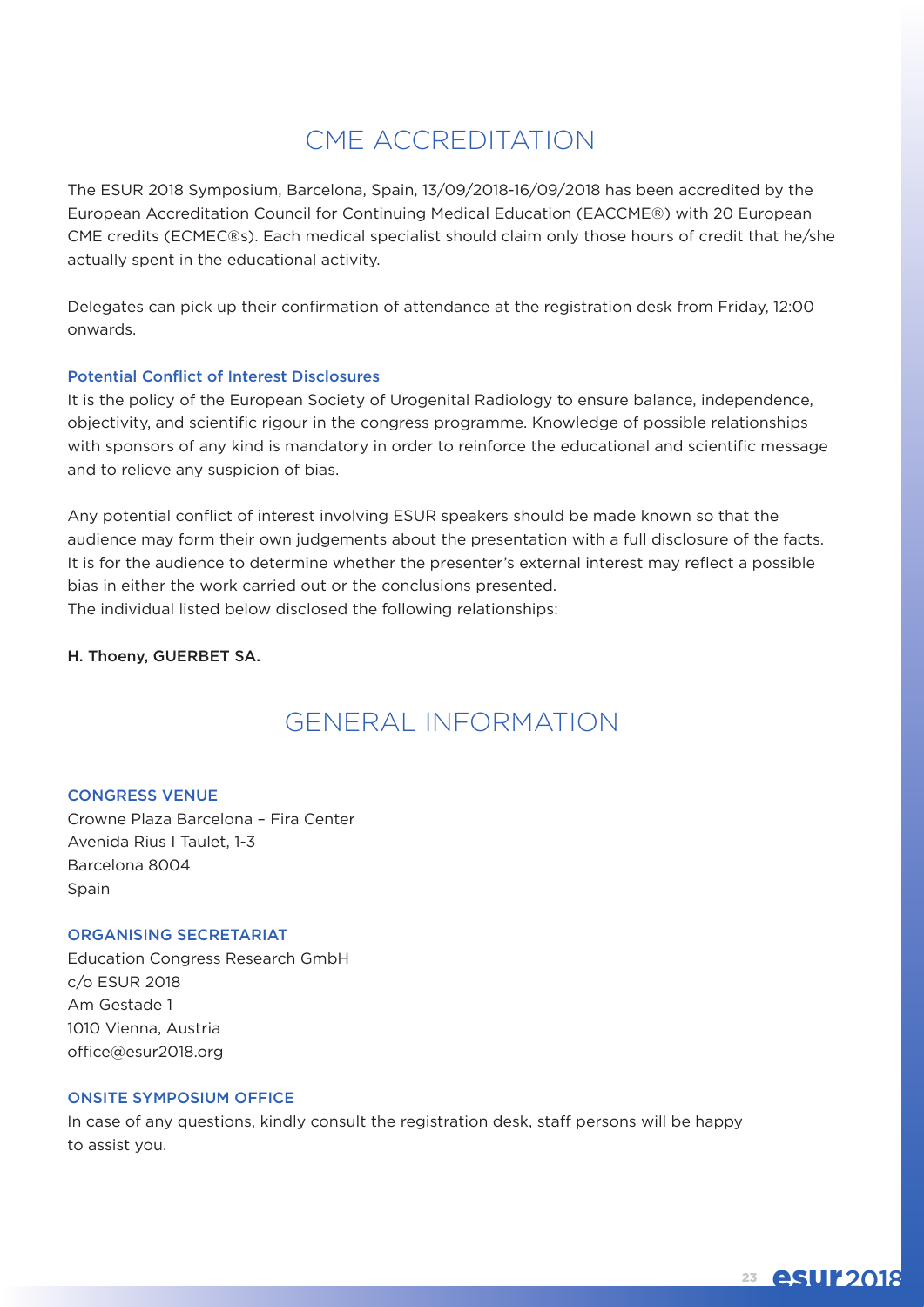# CME ACCREDITATION

The ESUR 2018 Symposium, Barcelona, Spain, 13/09/2018-16/09/2018 has been accredited by the European Accreditation Council for Continuing Medical Education (EACCME®) with 20 European CME credits (ECMEC®s). Each medical specialist should claim only those hours of credit that he/she actually spent in the educational activity.

Delegates can pick up their confirmation of attendance at the registration desk from Friday, 12:00 onwards.

### Potential Conflict of Interest Disclosures

It is the policy of the European Society of Urogenital Radiology to ensure balance, independence, objectivity, and scientific rigour in the congress programme. Knowledge of possible relationships with sponsors of any kind is mandatory in order to reinforce the educational and scientific message and to relieve any suspicion of bias.

Any potential conflict of interest involving ESUR speakers should be made known so that the audience may form their own judgements about the presentation with a full disclosure of the facts. It is for the audience to determine whether the presenter's external interest may reflect a possible bias in either the work carried out or the conclusions presented.
The individual listed below disclosed the following relationships:

**H. Thoeny, GUERBET SA.**

# GENERAL INFORMATION

### CONGRESS VENUE

Crowne Plaza Barcelona – Fira Center
Avenida Rius I Taulet, 1-3
Barcelona 8004
Spain

### ORGANISING SECRETARIAT

Education Congress Research GmbH
c/o ESUR 2018
Am Gestade 1
1010 Vienna, Austria
office@esur2018.org

### ONSITE SYMPOSIUM OFFICE

In case of any questions, kindly consult the registration desk, staff persons will be happy to assist you.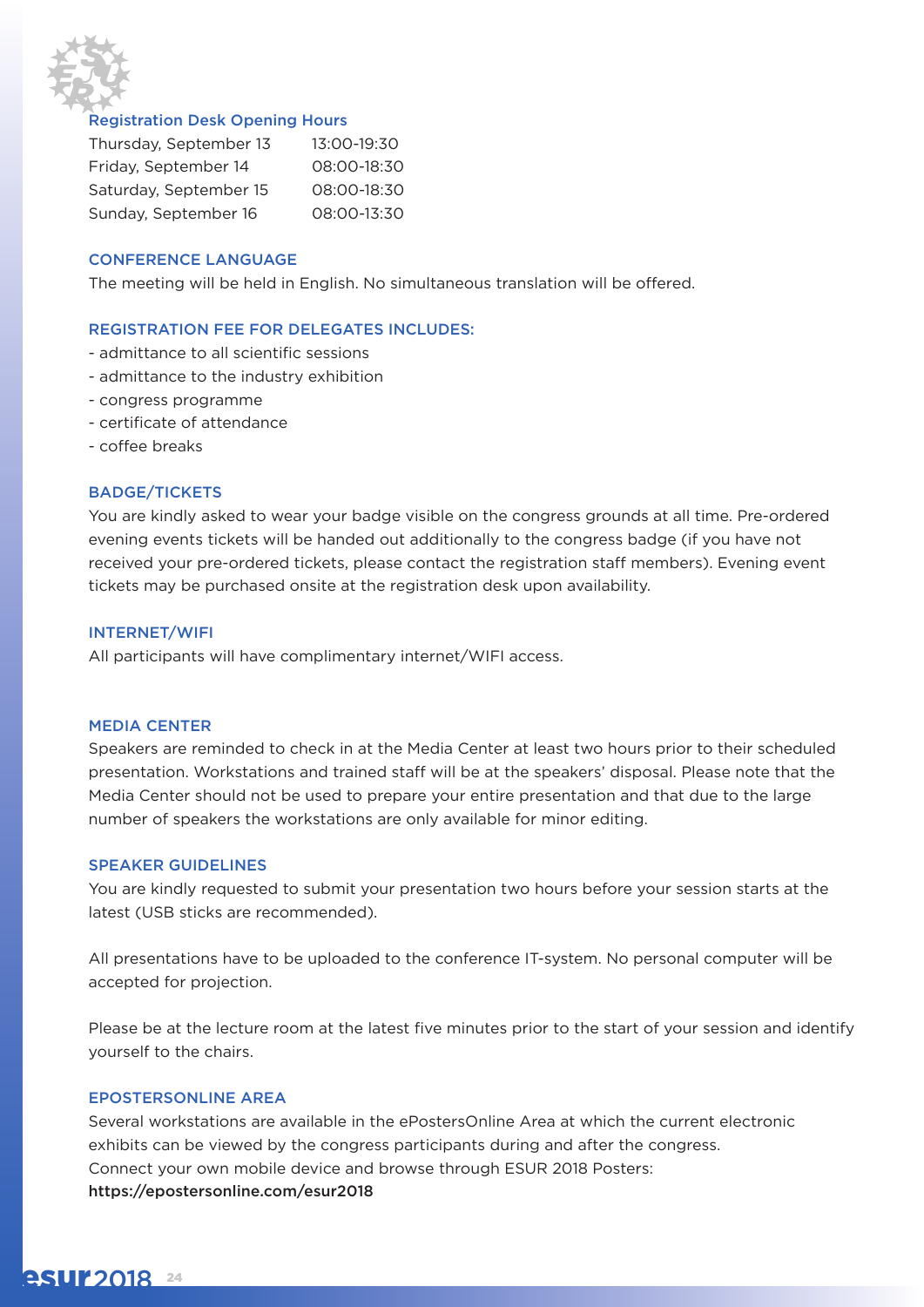## Registration Desk Opening Hours

| | |
|---|---|
| Thursday, September 13 | 13:00-19:30 |
| Friday, September 14 | 08:00-18:30 |
| Saturday, September 15 | 08:00-18:30 |
| Sunday, September 16 | 08:00-13:30 |

## CONFERENCE LANGUAGE

The meeting will be held in English. No simultaneous translation will be offered.

## REGISTRATION FEE FOR DELEGATES INCLUDES:

- admittance to all scientific sessions
- admittance to the industry exhibition
- congress programme
- certificate of attendance
- coffee breaks

## BADGE/TICKETS

You are kindly asked to wear your badge visible on the congress grounds at all time. Pre-ordered evening events tickets will be handed out additionally to the congress badge (if you have not received your pre-ordered tickets, please contact the registration staff members). Evening event tickets may be purchased onsite at the registration desk upon availability.

## INTERNET/WIFI

All participants will have complimentary internet/WIFI access.

## MEDIA CENTER

Speakers are reminded to check in at the Media Center at least two hours prior to their scheduled presentation. Workstations and trained staff will be at the speakers' disposal. Please note that the Media Center should not be used to prepare your entire presentation and that due to the large number of speakers the workstations are only available for minor editing.

## SPEAKER GUIDELINES

You are kindly requested to submit your presentation two hours before your session starts at the latest (USB sticks are recommended).

All presentations have to be uploaded to the conference IT-system. No personal computer will be accepted for projection.

Please be at the lecture room at the latest five minutes prior to the start of your session and identify yourself to the chairs.

## EPOSTERSONLINE AREA

Several workstations are available in the ePostersOnline Area at which the current electronic exhibits can be viewed by the congress participants during and after the congress.
Connect your own mobile device and browse through ESUR 2018 Posters:
**https://epostersonline.com/esur2018**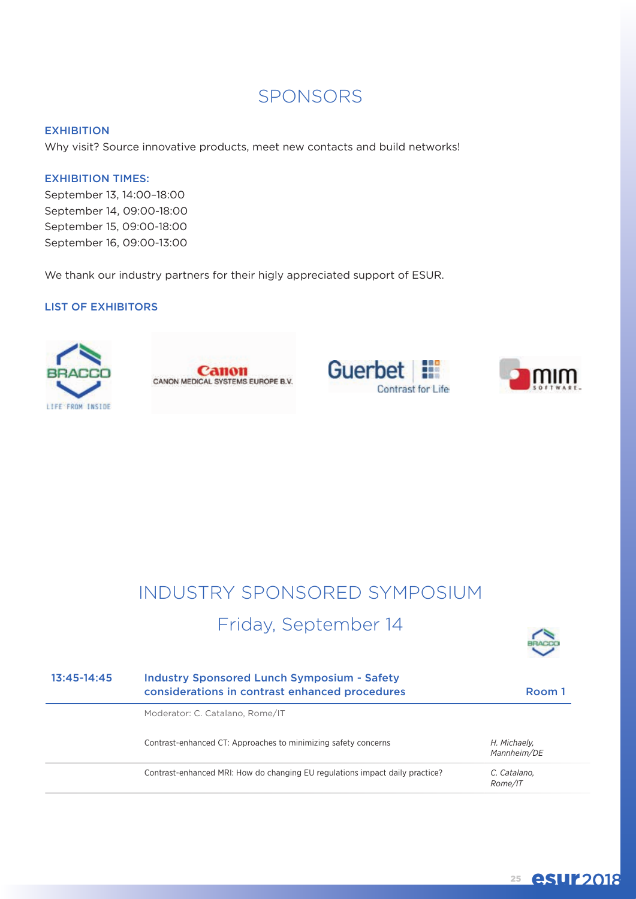# SPONSORS

### EXHIBITION

Why visit? Source innovative products, meet new contacts and build networks!

### EXHIBITION TIMES:

September 13, 14:00–18:00
September 14, 09:00-18:00
September 15, 09:00-18:00
September 16, 09:00-13:00

We thank our industry partners for their higly appreciated support of ESUR.

### LIST OF EXHIBITORS

BRACCO — LIFE FROM INSIDE

Canon — CANON MEDICAL SYSTEMS EUROPE B.V.

Guerbet — Contrast for Life

mim SOFTWARE

# INDUSTRY SPONSORED SYMPOSIUM

## Friday, September 14

BRACCO

| 13:45-14:45 | **Industry Sponsored Lunch Symposium - Safety considerations in contrast enhanced procedures** | **Room 1** |
|---|---|---|
| | Moderator: C. Catalano, Rome/IT | |
| | Contrast-enhanced CT: Approaches to minimizing safety concerns | *H. Michaely, Mannheim/DE* |
| | Contrast-enhanced MRI: How do changing EU regulations impact daily practice? | *C. Catalano, Rome/IT* |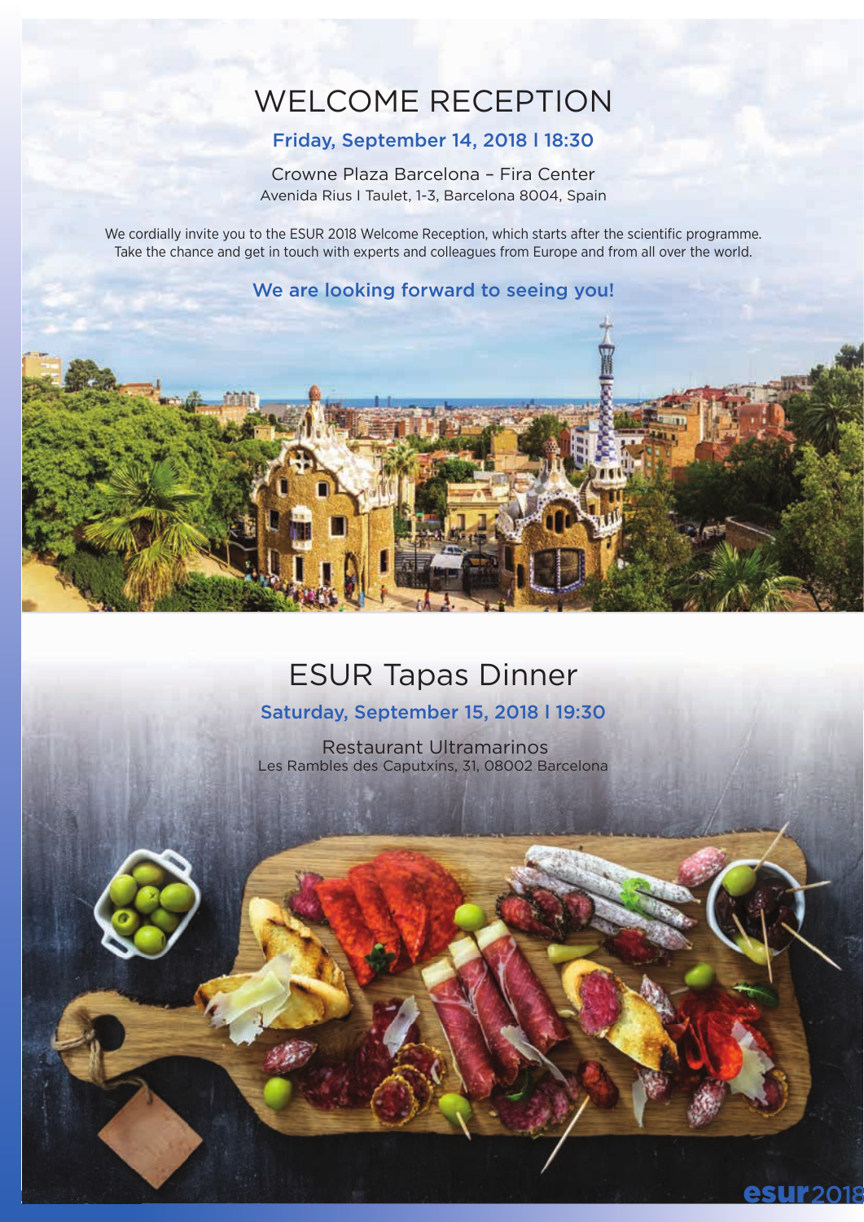# WELCOME RECEPTION

**Friday, September 14, 2018 I 18:30**

Crowne Plaza Barcelona – Fira Center
Avenida Rius I Taulet, 1-3, Barcelona 8004, Spain

We cordially invite you to the ESUR 2018 Welcome Reception, which starts after the scientific programme. Take the chance and get in touch with experts and colleagues from Europe and from all over the world.

**We are looking forward to seeing you!**

# ESUR Tapas Dinner

**Saturday, September 15, 2018 I 19:30**

Restaurant Ultramarinos
Les Rambles des Caputxins, 31, 08002 Barcelona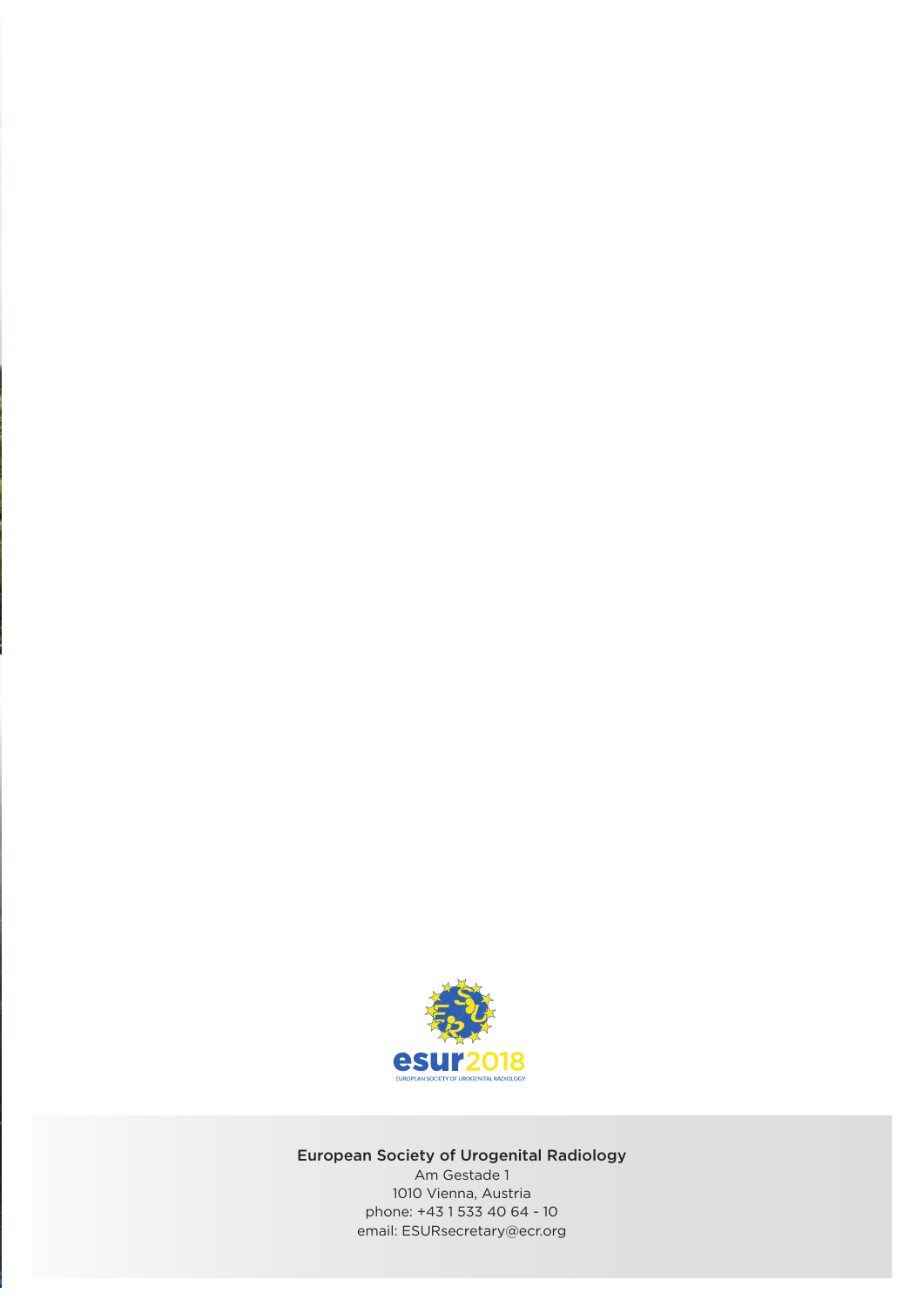esur2018

EUROPEAN SOCIETY OF UROGENITAL RADIOLOGY

**European Society of Urogenital Radiology**

Am Gestade 1

1010 Vienna, Austria

phone: +43 1 533 40 64 - 10

email: ESURsecretary@ecr.org